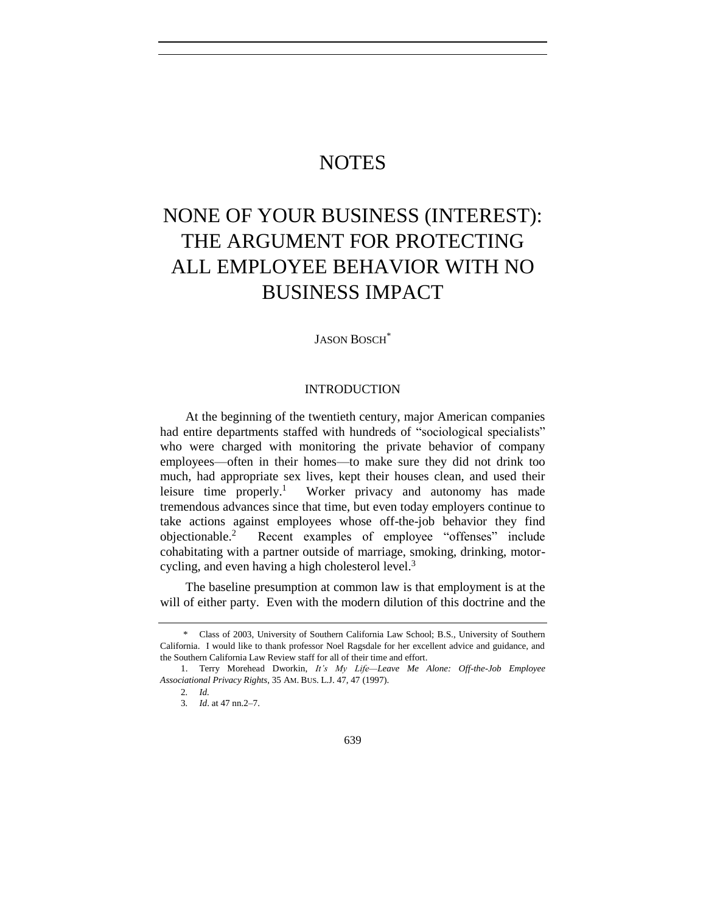# NOTES

# NONE OF YOUR BUSINESS (INTEREST): THE ARGUMENT FOR PROTECTING ALL EMPLOYEE BEHAVIOR WITH NO BUSINESS IMPACT

JASON BOSCH*

## INTRODUCTION

At the beginning of the twentieth century, major American companies had entire departments staffed with hundreds of "sociological specialists" who were charged with monitoring the private behavior of company employees—often in their homes—to make sure they did not drink too much, had appropriate sex lives, kept their houses clean, and used their leisure time properly.[1] Worker privacy and autonomy has made tremendous advances since that time, but even today employers continue to take actions against employees whose off-the-job behavior they find objectionable.[2] Recent examples of employee "offenses" include cohabitating with a partner outside of marriage, smoking, drinking, motor-cycling, and even having a high cholesterol level.[3]

The baseline presumption at common law is that employment is at the will of either party. Even with the modern dilution of this doctrine and the

---

\* Class of 2003, University of Southern California Law School; B.S., University of Southern California. I would like to thank professor Noel Ragsdale for her excellent advice and guidance, and the Southern California Law Review staff for all of their time and effort.

1. Terry Morehead Dworkin, *It's My Life—Leave Me Alone: Off-the-Job Employee Associational Privacy Rights*, 35 AM. BUS. L.J. 47, 47 (1997).

2. *Id.*

3. *Id.* at 47 nn.2–7.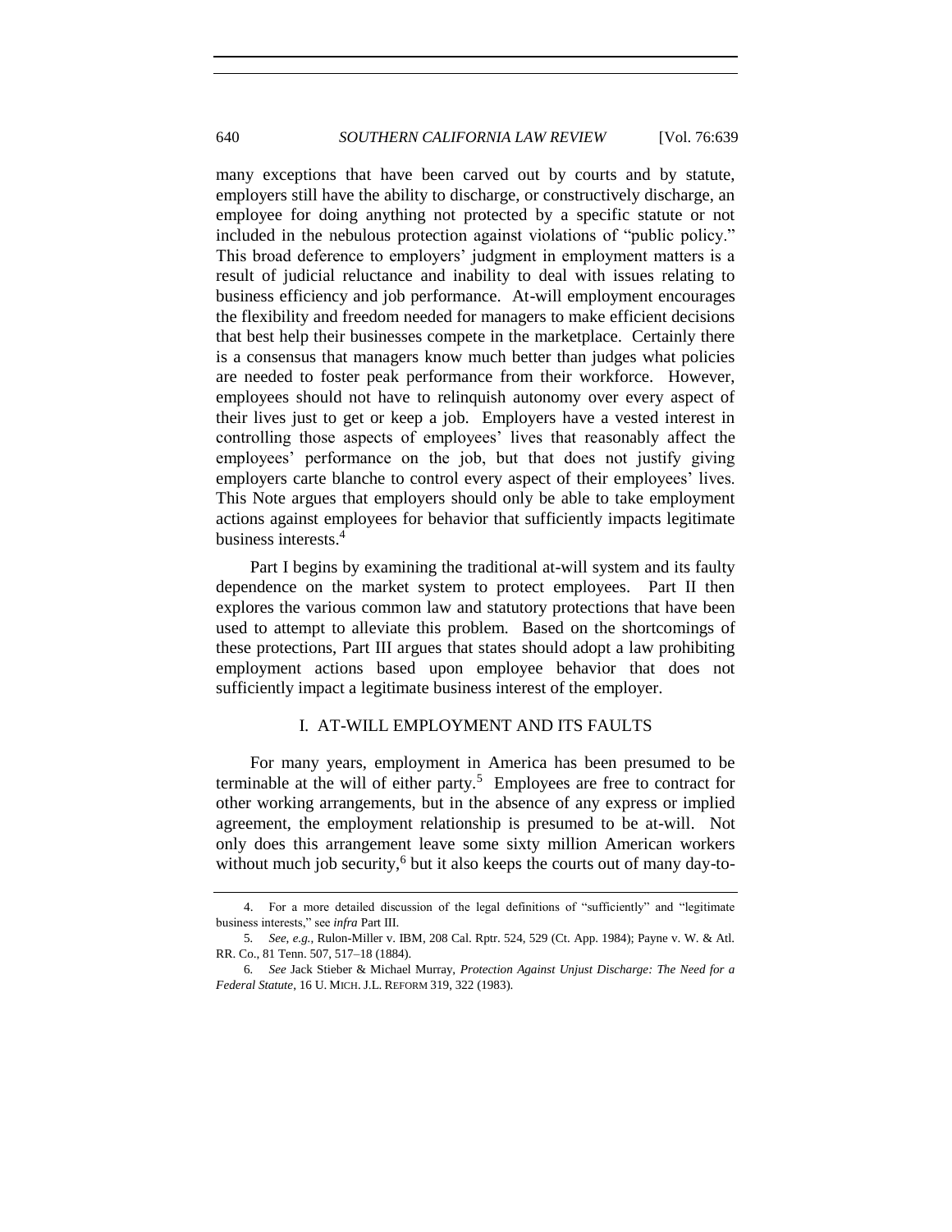many exceptions that have been carved out by courts and by statute, employers still have the ability to discharge, or constructively discharge, an employee for doing anything not protected by a specific statute or not included in the nebulous protection against violations of "public policy." This broad deference to employers' judgment in employment matters is a result of judicial reluctance and inability to deal with issues relating to business efficiency and job performance. At-will employment encourages the flexibility and freedom needed for managers to make efficient decisions that best help their businesses compete in the marketplace. Certainly there is a consensus that managers know much better than judges what policies are needed to foster peak performance from their workforce. However, employees should not have to relinquish autonomy over every aspect of their lives just to get or keep a job. Employers have a vested interest in controlling those aspects of employees' lives that reasonably affect the employees' performance on the job, but that does not justify giving employers carte blanche to control every aspect of their employees' lives. This Note argues that employers should only be able to take employment actions against employees for behavior that sufficiently impacts legitimate business interests.[4]

Part I begins by examining the traditional at-will system and its faulty dependence on the market system to protect employees. Part II then explores the various common law and statutory protections that have been used to attempt to alleviate this problem. Based on the shortcomings of these protections, Part III argues that states should adopt a law prohibiting employment actions based upon employee behavior that does not sufficiently impact a legitimate business interest of the employer.

## I. AT-WILL EMPLOYMENT AND ITS FAULTS

For many years, employment in America has been presumed to be terminable at the will of either party.[5] Employees are free to contract for other working arrangements, but in the absence of any express or implied agreement, the employment relationship is presumed to be at-will. Not only does this arrangement leave some sixty million American workers without much job security,[6] but it also keeps the courts out of many day-to-

---

4. For a more detailed discussion of the legal definitions of "sufficiently" and "legitimate business interests," see *infra* Part III.

5. *See, e.g.*, Rulon-Miller v. IBM, 208 Cal. Rptr. 524, 529 (Ct. App. 1984); Payne v. W. & Atl. RR. Co., 81 Tenn. 507, 517–18 (1884).

6. *See* Jack Stieber & Michael Murray, *Protection Against Unjust Discharge: The Need for a Federal Statute*, 16 U. MICH. J.L. REFORM 319, 322 (1983).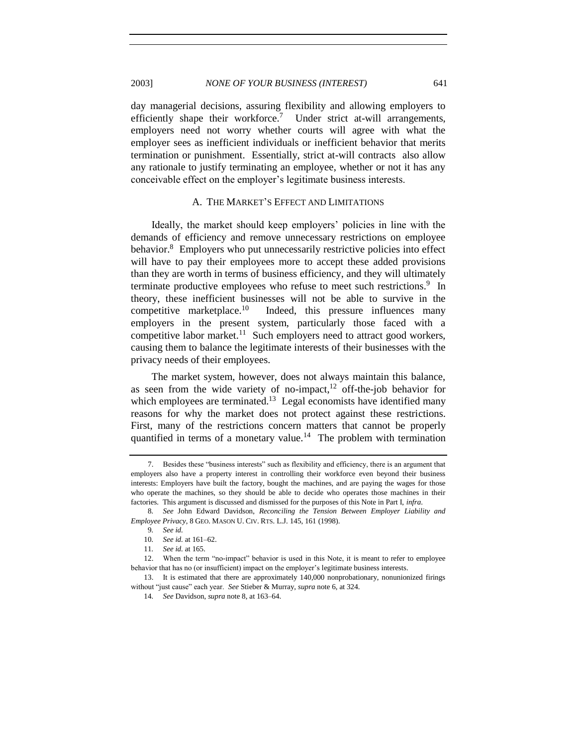day managerial decisions, assuring flexibility and allowing employers to efficiently shape their workforce.[7] Under strict at-will arrangements, employers need not worry whether courts will agree with what the employer sees as inefficient individuals or inefficient behavior that merits termination or punishment. Essentially, strict at-will contracts also allow any rationale to justify terminating an employee, whether or not it has any conceivable effect on the employer's legitimate business interests.

### A. THE MARKET'S EFFECT AND LIMITATIONS

Ideally, the market should keep employers' policies in line with the demands of efficiency and remove unnecessary restrictions on employee behavior.[8] Employers who put unnecessarily restrictive policies into effect will have to pay their employees more to accept these added provisions than they are worth in terms of business efficiency, and they will ultimately terminate productive employees who refuse to meet such restrictions.[9] In theory, these inefficient businesses will not be able to survive in the competitive marketplace.[10] Indeed, this pressure influences many employers in the present system, particularly those faced with a competitive labor market.[11] Such employers need to attract good workers, causing them to balance the legitimate interests of their businesses with the privacy needs of their employees.

The market system, however, does not always maintain this balance, as seen from the wide variety of no-impact,[12] off-the-job behavior for which employees are terminated.[13] Legal economists have identified many reasons for why the market does not protect against these restrictions. First, many of the restrictions concern matters that cannot be properly quantified in terms of a monetary value.[14] The problem with termination

---

7. Besides these "business interests" such as flexibility and efficiency, there is an argument that employers also have a property interest in controlling their workforce even beyond their business interests: Employers have built the factory, bought the machines, and are paying the wages for those who operate the machines, so they should be able to decide who operates those machines in their factories. This argument is discussed and dismissed for the purposes of this Note in Part I, *infra*.

8. *See* John Edward Davidson, *Reconciling the Tension Between Employer Liability and Employee Privacy*, 8 GEO. MASON U. CIV. RTS. L.J. 145, 161 (1998).

9. *See id.*

10. *See id.* at 161–62.

11. *See id.* at 165.

12. When the term "no-impact" behavior is used in this Note, it is meant to refer to employee behavior that has no (or insufficient) impact on the employer's legitimate business interests.

13. It is estimated that there are approximately 140,000 nonprobationary, nonunionized firings without "just cause" each year. *See* Stieber & Murray, *supra* note 6, at 324.

14. *See* Davidson, *supra* note 8, at 163–64.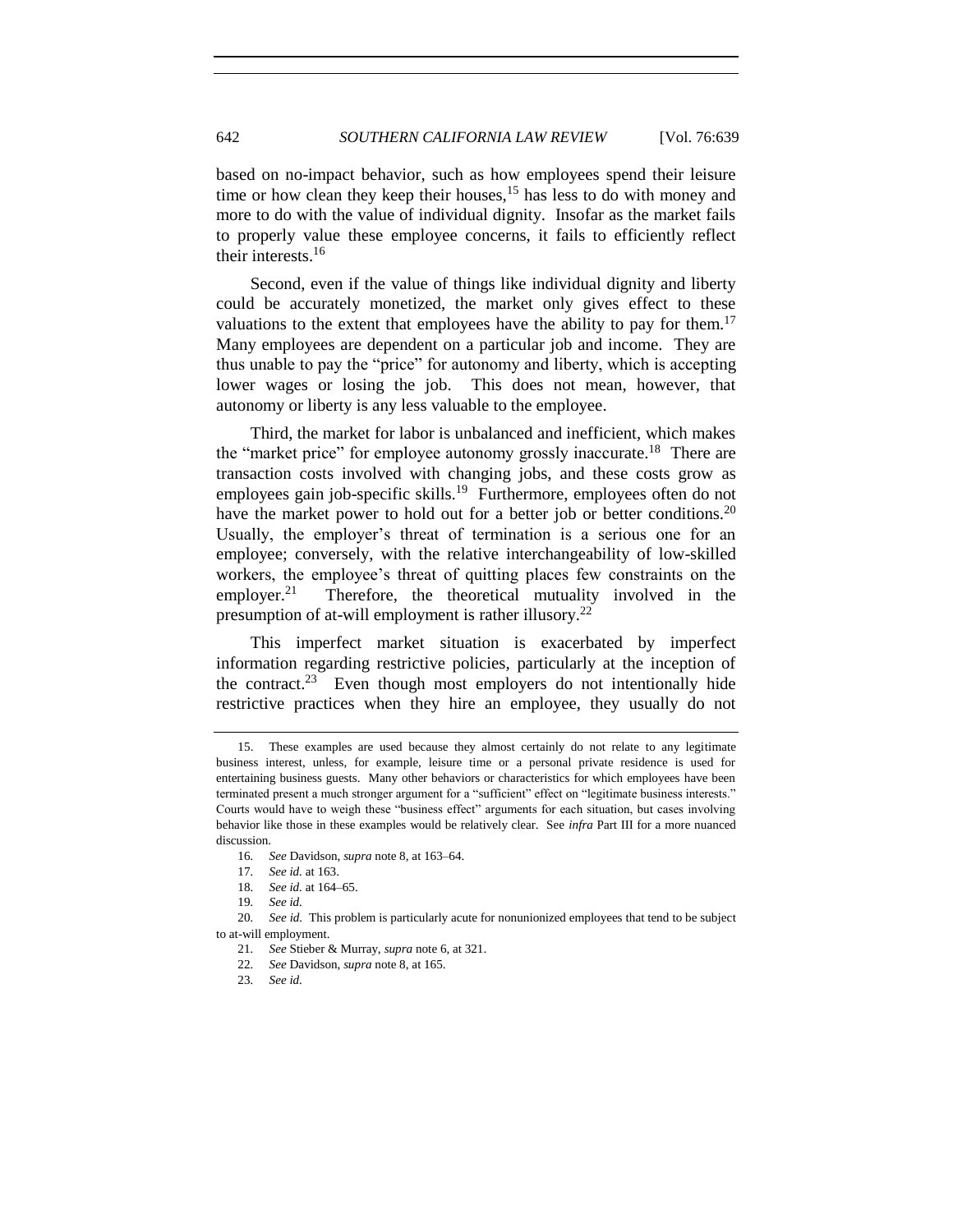based on no-impact behavior, such as how employees spend their leisure time or how clean they keep their houses,[15] has less to do with money and more to do with the value of individual dignity. Insofar as the market fails to properly value these employee concerns, it fails to efficiently reflect their interests.[16]

Second, even if the value of things like individual dignity and liberty could be accurately monetized, the market only gives effect to these valuations to the extent that employees have the ability to pay for them.[17] Many employees are dependent on a particular job and income. They are thus unable to pay the "price" for autonomy and liberty, which is accepting lower wages or losing the job. This does not mean, however, that autonomy or liberty is any less valuable to the employee.

Third, the market for labor is unbalanced and inefficient, which makes the "market price" for employee autonomy grossly inaccurate.[18] There are transaction costs involved with changing jobs, and these costs grow as employees gain job-specific skills.[19] Furthermore, employees often do not have the market power to hold out for a better job or better conditions.[20] Usually, the employer's threat of termination is a serious one for an employee; conversely, with the relative interchangeability of low-skilled workers, the employee's threat of quitting places few constraints on the employer.[21] Therefore, the theoretical mutuality involved in the presumption of at-will employment is rather illusory.[22]

This imperfect market situation is exacerbated by imperfect information regarding restrictive policies, particularly at the inception of the contract.[23] Even though most employers do not intentionally hide restrictive practices when they hire an employee, they usually do not

---

15. These examples are used because they almost certainly do not relate to any legitimate business interest, unless, for example, leisure time or a personal private residence is used for entertaining business guests. Many other behaviors or characteristics for which employees have been terminated present a much stronger argument for a "sufficient" effect on "legitimate business interests." Courts would have to weigh these "business effect" arguments for each situation, but cases involving behavior like those in these examples would be relatively clear. See *infra* Part III for a more nuanced discussion.

16. *See* Davidson, *supra* note 8, at 163–64.

17. *See id.* at 163.

18. *See id.* at 164–65.

19. *See id.*

20. *See id.* This problem is particularly acute for nonunionized employees that tend to be subject to at-will employment.

21. *See* Stieber & Murray, *supra* note 6, at 321.

22. *See* Davidson, *supra* note 8, at 165.

23. *See id.*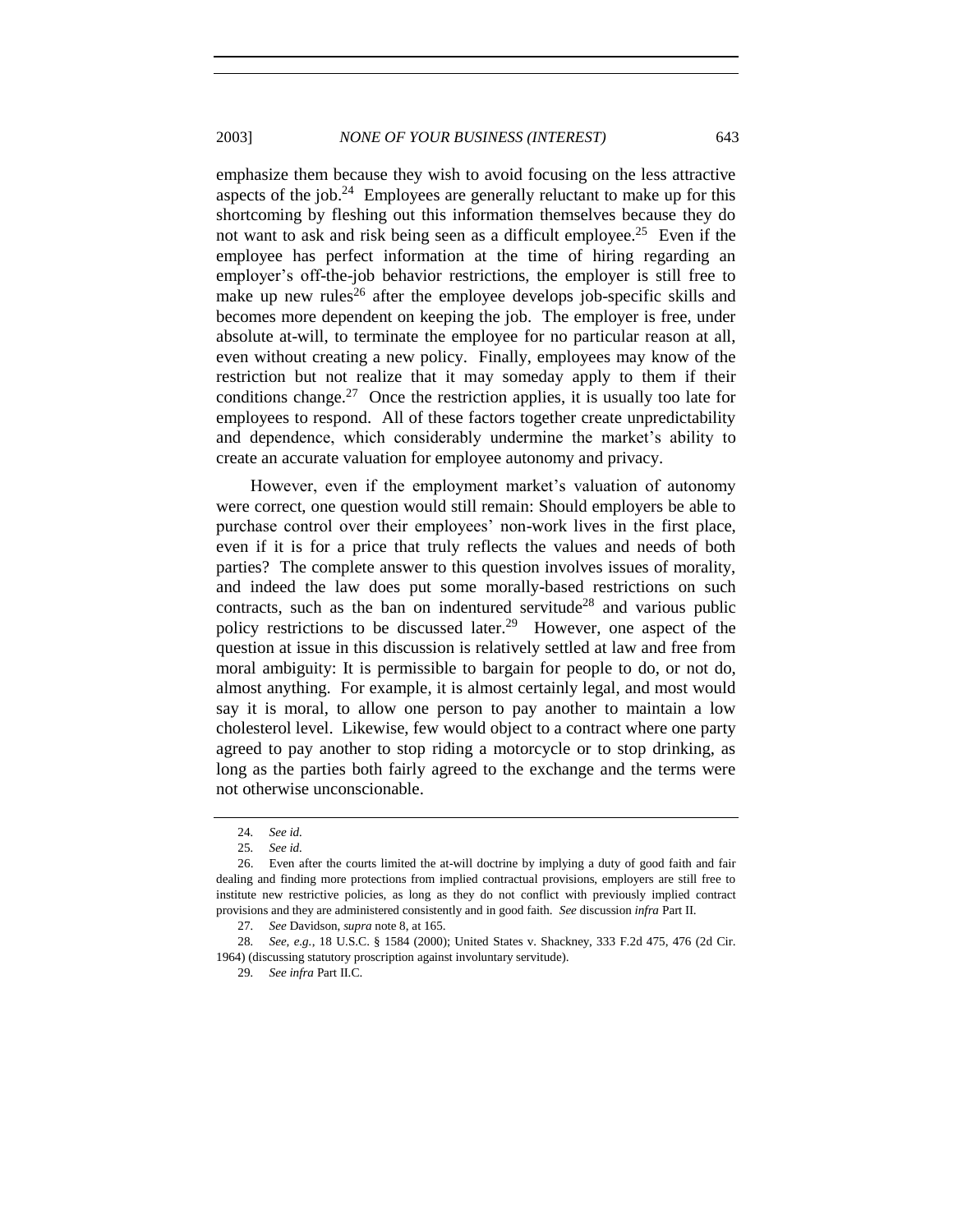emphasize them because they wish to avoid focusing on the less attractive aspects of the job.[24] Employees are generally reluctant to make up for this shortcoming by fleshing out this information themselves because they do not want to ask and risk being seen as a difficult employee.[25] Even if the employee has perfect information at the time of hiring regarding an employer's off-the-job behavior restrictions, the employer is still free to make up new rules[26] after the employee develops job-specific skills and becomes more dependent on keeping the job. The employer is free, under absolute at-will, to terminate the employee for no particular reason at all, even without creating a new policy. Finally, employees may know of the restriction but not realize that it may someday apply to them if their conditions change.[27] Once the restriction applies, it is usually too late for employees to respond. All of these factors together create unpredictability and dependence, which considerably undermine the market's ability to create an accurate valuation for employee autonomy and privacy.

However, even if the employment market's valuation of autonomy were correct, one question would still remain: Should employers be able to purchase control over their employees' non-work lives in the first place, even if it is for a price that truly reflects the values and needs of both parties? The complete answer to this question involves issues of morality, and indeed the law does put some morally-based restrictions on such contracts, such as the ban on indentured servitude[28] and various public policy restrictions to be discussed later.[29] However, one aspect of the question at issue in this discussion is relatively settled at law and free from moral ambiguity: It is permissible to bargain for people to do, or not do, almost anything. For example, it is almost certainly legal, and most would say it is moral, to allow one person to pay another to maintain a low cholesterol level. Likewise, few would object to a contract where one party agreed to pay another to stop riding a motorcycle or to stop drinking, as long as the parties both fairly agreed to the exchange and the terms were not otherwise unconscionable.

---

24. *See id.*

25. *See id.*

26. Even after the courts limited the at-will doctrine by implying a duty of good faith and fair dealing and finding more protections from implied contractual provisions, employers are still free to institute new restrictive policies, as long as they do not conflict with previously implied contract provisions and they are administered consistently and in good faith. *See* discussion *infra* Part II.

27. *See* Davidson, *supra* note 8, at 165.

28. *See, e.g.*, 18 U.S.C. § 1584 (2000); United States v. Shackney, 333 F.2d 475, 476 (2d Cir. 1964) (discussing statutory proscription against involuntary servitude).

29. *See infra* Part II.C.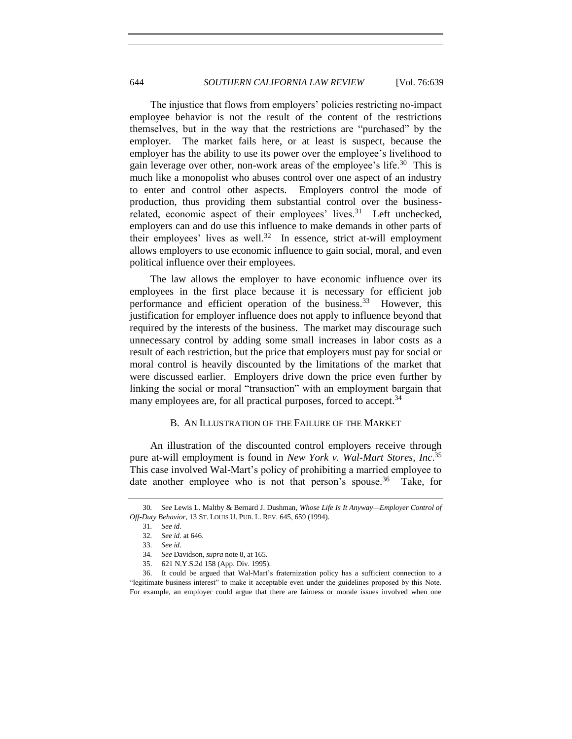The injustice that flows from employers' policies restricting no-impact employee behavior is not the result of the content of the restrictions themselves, but in the way that the restrictions are "purchased" by the employer. The market fails here, or at least is suspect, because the employer has the ability to use its power over the employee's livelihood to gain leverage over other, non-work areas of the employee's life.[30] This is much like a monopolist who abuses control over one aspect of an industry to enter and control other aspects. Employers control the mode of production, thus providing them substantial control over the business-related, economic aspect of their employees' lives.[31] Left unchecked, employers can and do use this influence to make demands in other parts of their employees' lives as well.[32] In essence, strict at-will employment allows employers to use economic influence to gain social, moral, and even political influence over their employees.

The law allows the employer to have economic influence over its employees in the first place because it is necessary for efficient job performance and efficient operation of the business.[33] However, this justification for employer influence does not apply to influence beyond that required by the interests of the business. The market may discourage such unnecessary control by adding some small increases in labor costs as a result of each restriction, but the price that employers must pay for social or moral control is heavily discounted by the limitations of the market that were discussed earlier. Employers drive down the price even further by linking the social or moral "transaction" with an employment bargain that many employees are, for all practical purposes, forced to accept.[34]

### B. AN ILLUSTRATION OF THE FAILURE OF THE MARKET

An illustration of the discounted control employers receive through pure at-will employment is found in *New York v. Wal-Mart Stores, Inc*.[35] This case involved Wal-Mart's policy of prohibiting a married employee to date another employee who is not that person's spouse.[36] Take, for

---

30. *See* Lewis L. Maltby & Bernard J. Dushman, *Whose Life Is It Anyway—Employer Control of Off-Duty Behavior*, 13 ST. LOUIS U. PUB. L. REV. 645, 659 (1994).

31. *See id.*

32. *See id.* at 646.

33. *See id.*

34. *See* Davidson, *supra* note 8, at 165.

35. 621 N.Y.S.2d 158 (App. Div. 1995).

36. It could be argued that Wal-Mart's fraternization policy has a sufficient connection to a "legitimate business interest" to make it acceptable even under the guidelines proposed by this Note. For example, an employer could argue that there are fairness or morale issues involved when one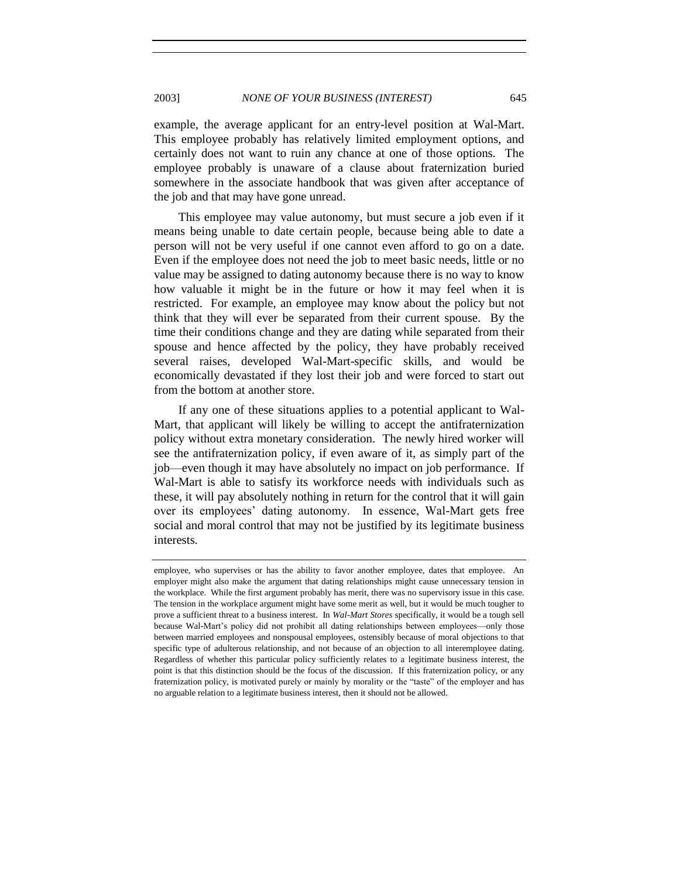example, the average applicant for an entry-level position at Wal-Mart. This employee probably has relatively limited employment options, and certainly does not want to ruin any chance at one of those options. The employee probably is unaware of a clause about fraternization buried somewhere in the associate handbook that was given after acceptance of the job and that may have gone unread.

This employee may value autonomy, but must secure a job even if it means being unable to date certain people, because being able to date a person will not be very useful if one cannot even afford to go on a date. Even if the employee does not need the job to meet basic needs, little or no value may be assigned to dating autonomy because there is no way to know how valuable it might be in the future or how it may feel when it is restricted. For example, an employee may know about the policy but not think that they will ever be separated from their current spouse. By the time their conditions change and they are dating while separated from their spouse and hence affected by the policy, they have probably received several raises, developed Wal-Mart-specific skills, and would be economically devastated if they lost their job and were forced to start out from the bottom at another store.

If any one of these situations applies to a potential applicant to Wal-Mart, that applicant will likely be willing to accept the antifraternization policy without extra monetary consideration. The newly hired worker will see the antifraternization policy, if even aware of it, as simply part of the job—even though it may have absolutely no impact on job performance. If Wal-Mart is able to satisfy its workforce needs with individuals such as these, it will pay absolutely nothing in return for the control that it will gain over its employees' dating autonomy. In essence, Wal-Mart gets free social and moral control that may not be justified by its legitimate business interests.

---

employee, who supervises or has the ability to favor another employee, dates that employee. An employer might also make the argument that dating relationships might cause unnecessary tension in the workplace. While the first argument probably has merit, there was no supervisory issue in this case. The tension in the workplace argument might have some merit as well, but it would be much tougher to prove a sufficient threat to a business interest. In *Wal-Mart Stores* specifically, it would be a tough sell because Wal-Mart's policy did not prohibit all dating relationships between employees—only those between married employees and nonspousal employees, ostensibly because of moral objections to that specific type of adulterous relationship, and not because of an objection to all interemployee dating. Regardless of whether this particular policy sufficiently relates to a legitimate business interest, the point is that this distinction should be the focus of the discussion. If this fraternization policy, or any fraternization policy, is motivated purely or mainly by morality or the "taste" of the employer and has no arguable relation to a legitimate business interest, then it should not be allowed.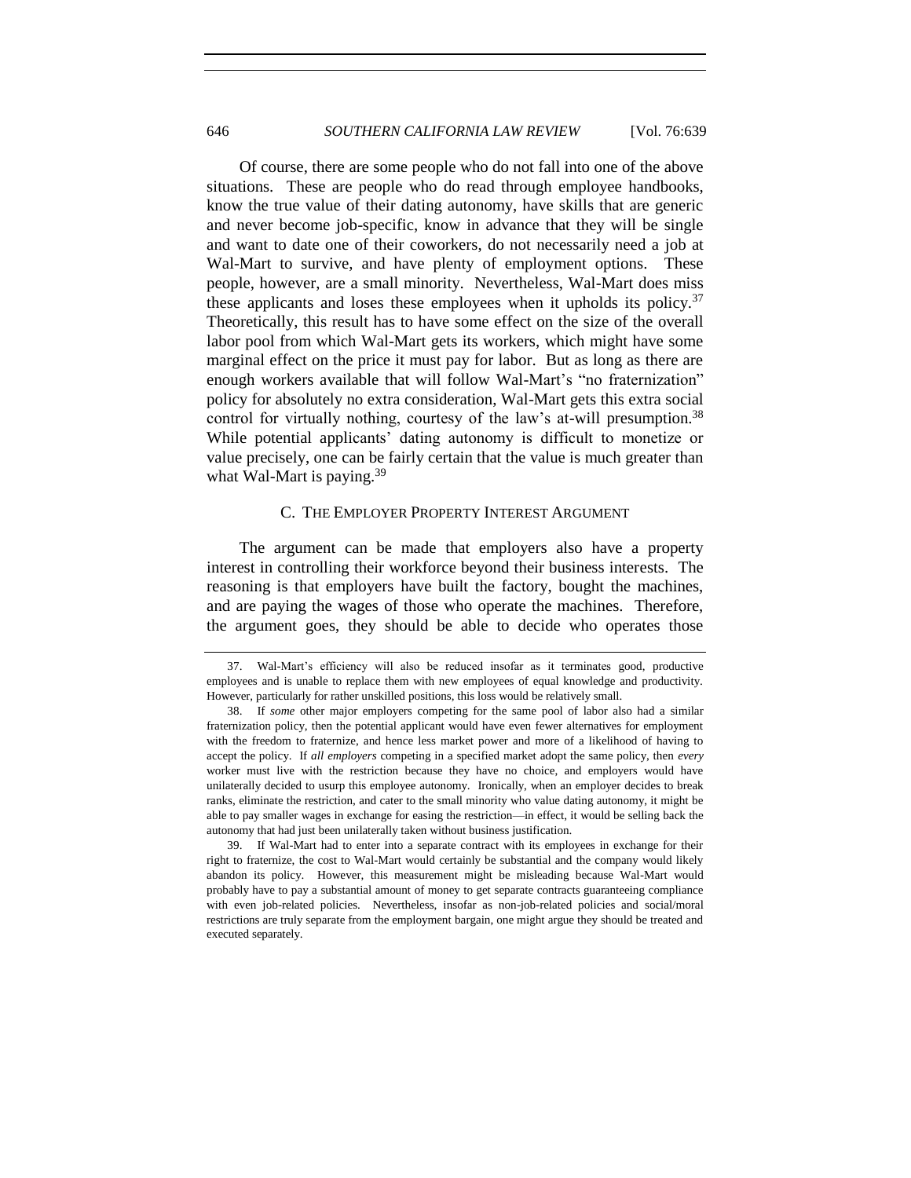Of course, there are some people who do not fall into one of the above situations. These are people who do read through employee handbooks, know the true value of their dating autonomy, have skills that are generic and never become job-specific, know in advance that they will be single and want to date one of their coworkers, do not necessarily need a job at Wal-Mart to survive, and have plenty of employment options. These people, however, are a small minority. Nevertheless, Wal-Mart does miss these applicants and loses these employees when it upholds its policy.[37] Theoretically, this result has to have some effect on the size of the overall labor pool from which Wal-Mart gets its workers, which might have some marginal effect on the price it must pay for labor. But as long as there are enough workers available that will follow Wal-Mart's "no fraternization" policy for absolutely no extra consideration, Wal-Mart gets this extra social control for virtually nothing, courtesy of the law's at-will presumption.[38] While potential applicants' dating autonomy is difficult to monetize or value precisely, one can be fairly certain that the value is much greater than what Wal-Mart is paying.[39]

### C. THE EMPLOYER PROPERTY INTEREST ARGUMENT

The argument can be made that employers also have a property interest in controlling their workforce beyond their business interests. The reasoning is that employers have built the factory, bought the machines, and are paying the wages of those who operate the machines. Therefore, the argument goes, they should be able to decide who operates those

---

37. Wal-Mart's efficiency will also be reduced insofar as it terminates good, productive employees and is unable to replace them with new employees of equal knowledge and productivity. However, particularly for rather unskilled positions, this loss would be relatively small.

38. If *some* other major employers competing for the same pool of labor also had a similar fraternization policy, then the potential applicant would have even fewer alternatives for employment with the freedom to fraternize, and hence less market power and more of a likelihood of having to accept the policy. If *all employers* competing in a specified market adopt the same policy, then *every* worker must live with the restriction because they have no choice, and employers would have unilaterally decided to usurp this employee autonomy. Ironically, when an employer decides to break ranks, eliminate the restriction, and cater to the small minority who value dating autonomy, it might be able to pay smaller wages in exchange for easing the restriction—in effect, it would be selling back the autonomy that had just been unilaterally taken without business justification.

39. If Wal-Mart had to enter into a separate contract with its employees in exchange for their right to fraternize, the cost to Wal-Mart would certainly be substantial and the company would likely abandon its policy. However, this measurement might be misleading because Wal-Mart would probably have to pay a substantial amount of money to get separate contracts guaranteeing compliance with even job-related policies. Nevertheless, insofar as non-job-related policies and social/moral restrictions are truly separate from the employment bargain, one might argue they should be treated and executed separately.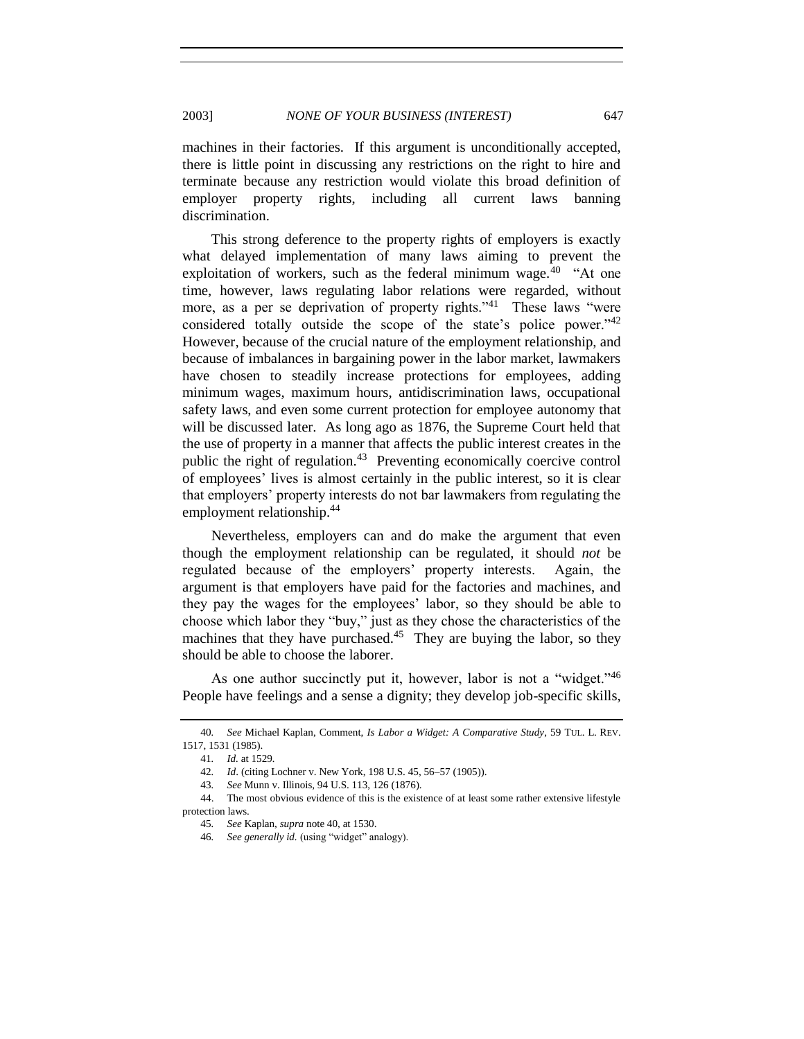machines in their factories. If this argument is unconditionally accepted, there is little point in discussing any restrictions on the right to hire and terminate because any restriction would violate this broad definition of employer property rights, including all current laws banning discrimination.

This strong deference to the property rights of employers is exactly what delayed implementation of many laws aiming to prevent the exploitation of workers, such as the federal minimum wage.[40] "At one time, however, laws regulating labor relations were regarded, without more, as a per se deprivation of property rights."[41] These laws "were considered totally outside the scope of the state's police power."[42] However, because of the crucial nature of the employment relationship, and because of imbalances in bargaining power in the labor market, lawmakers have chosen to steadily increase protections for employees, adding minimum wages, maximum hours, antidiscrimination laws, occupational safety laws, and even some current protection for employee autonomy that will be discussed later. As long ago as 1876, the Supreme Court held that the use of property in a manner that affects the public interest creates in the public the right of regulation.[43] Preventing economically coercive control of employees' lives is almost certainly in the public interest, so it is clear that employers' property interests do not bar lawmakers from regulating the employment relationship.[44]

Nevertheless, employers can and do make the argument that even though the employment relationship can be regulated, it should *not* be regulated because of the employers' property interests. Again, the argument is that employers have paid for the factories and machines, and they pay the wages for the employees' labor, so they should be able to choose which labor they "buy," just as they chose the characteristics of the machines that they have purchased.[45] They are buying the labor, so they should be able to choose the laborer.

As one author succinctly put it, however, labor is not a "widget."[46] People have feelings and a sense a dignity; they develop job-specific skills,

---

40. *See* Michael Kaplan, Comment, *Is Labor a Widget: A Comparative Study*, 59 TUL. L. REV. 1517, 1531 (1985).

41. *Id.* at 1529.

42. *Id.* (citing Lochner v. New York, 198 U.S. 45, 56–57 (1905)).

43. *See* Munn v. Illinois, 94 U.S. 113, 126 (1876).

44. The most obvious evidence of this is the existence of at least some rather extensive lifestyle protection laws.

45. *See* Kaplan, *supra* note 40, at 1530.

46. *See generally id.* (using "widget" analogy).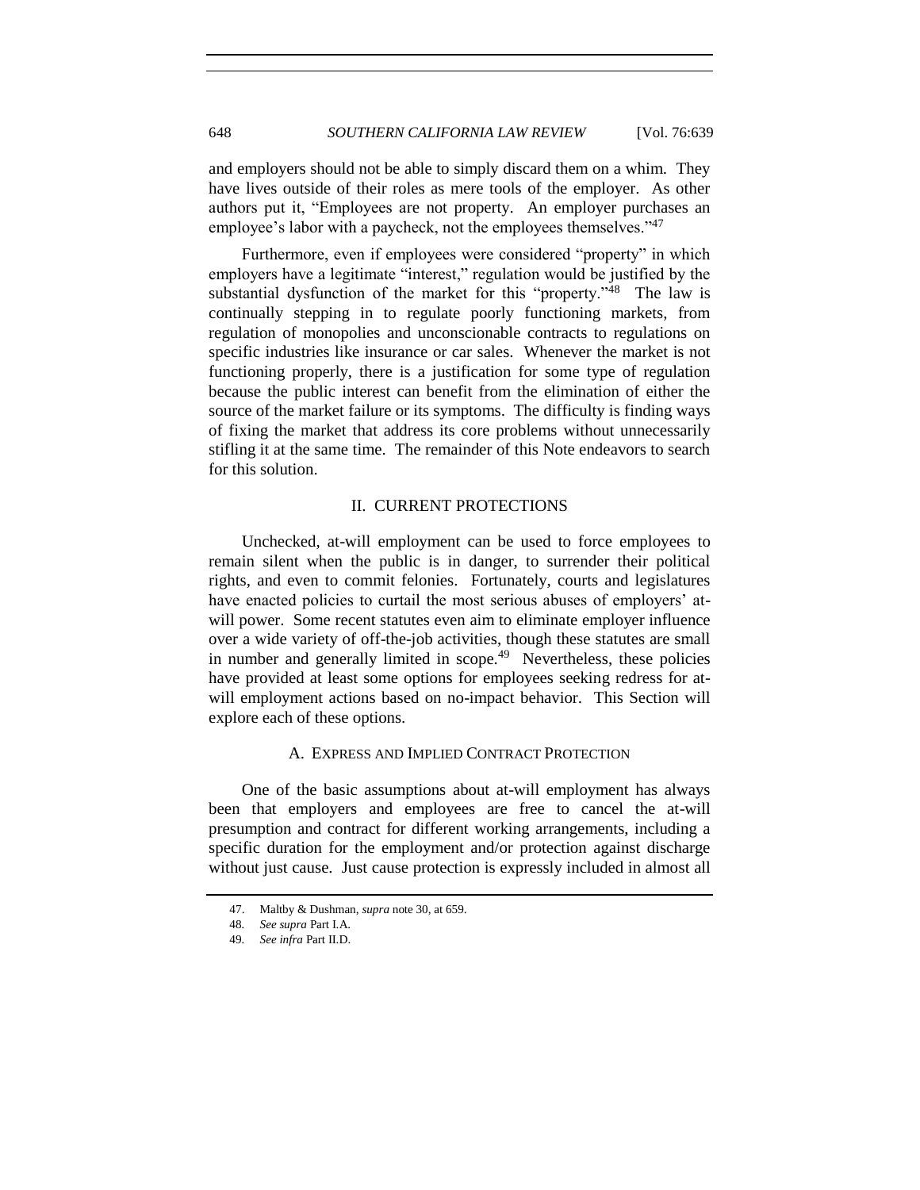and employers should not be able to simply discard them on a whim. They have lives outside of their roles as mere tools of the employer. As other authors put it, "Employees are not property. An employer purchases an employee's labor with a paycheck, not the employees themselves."[47]

Furthermore, even if employees were considered "property" in which employers have a legitimate "interest," regulation would be justified by the substantial dysfunction of the market for this "property."[48] The law is continually stepping in to regulate poorly functioning markets, from regulation of monopolies and unconscionable contracts to regulations on specific industries like insurance or car sales. Whenever the market is not functioning properly, there is a justification for some type of regulation because the public interest can benefit from the elimination of either the source of the market failure or its symptoms. The difficulty is finding ways of fixing the market that address its core problems without unnecessarily stifling it at the same time. The remainder of this Note endeavors to search for this solution.

## II. CURRENT PROTECTIONS

Unchecked, at-will employment can be used to force employees to remain silent when the public is in danger, to surrender their political rights, and even to commit felonies. Fortunately, courts and legislatures have enacted policies to curtail the most serious abuses of employers' at-will power. Some recent statutes even aim to eliminate employer influence over a wide variety of off-the-job activities, though these statutes are small in number and generally limited in scope.[49] Nevertheless, these policies have provided at least some options for employees seeking redress for at-will employment actions based on no-impact behavior. This Section will explore each of these options.

### A. EXPRESS AND IMPLIED CONTRACT PROTECTION

One of the basic assumptions about at-will employment has always been that employers and employees are free to cancel the at-will presumption and contract for different working arrangements, including a specific duration for the employment and/or protection against discharge without just cause. Just cause protection is expressly included in almost all

---

47. Maltby & Dushman, *supra* note 30, at 659.

48. *See supra* Part I.A.

49. *See infra* Part II.D.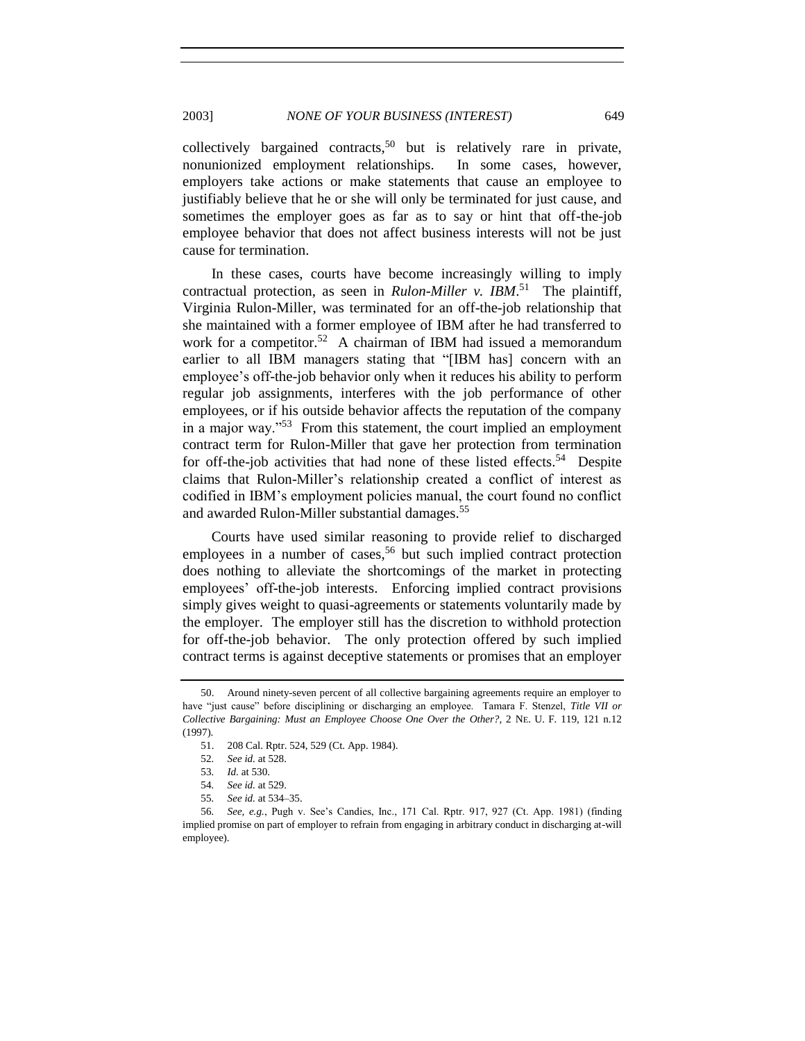collectively bargained contracts,[50] but is relatively rare in private, nonunionized employment relationships. In some cases, however, employers take actions or make statements that cause an employee to justifiably believe that he or she will only be terminated for just cause, and sometimes the employer goes as far as to say or hint that off-the-job employee behavior that does not affect business interests will not be just cause for termination.

In these cases, courts have become increasingly willing to imply contractual protection, as seen in ***Rulon-Miller v. IBM***.[51] The plaintiff, Virginia Rulon-Miller, was terminated for an off-the-job relationship that she maintained with a former employee of IBM after he had transferred to work for a competitor.[52] A chairman of IBM had issued a memorandum earlier to all IBM managers stating that "[IBM has] concern with an employee's off-the-job behavior only when it reduces his ability to perform regular job assignments, interferes with the job performance of other employees, or if his outside behavior affects the reputation of the company in a major way."[53] From this statement, the court implied an employment contract term for Rulon-Miller that gave her protection from termination for off-the-job activities that had none of these listed effects.[54] Despite claims that Rulon-Miller's relationship created a conflict of interest as codified in IBM's employment policies manual, the court found no conflict and awarded Rulon-Miller substantial damages.[55]

Courts have used similar reasoning to provide relief to discharged employees in a number of cases,[56] but such implied contract protection does nothing to alleviate the shortcomings of the market in protecting employees' off-the-job interests. Enforcing implied contract provisions simply gives weight to quasi-agreements or statements voluntarily made by the employer. The employer still has the discretion to withhold protection for off-the-job behavior. The only protection offered by such implied contract terms is against deceptive statements or promises that an employer

---

50. Around ninety-seven percent of all collective bargaining agreements require an employer to have "just cause" before disciplining or discharging an employee. Tamara F. Stenzel, *Title VII or Collective Bargaining: Must an Employee Choose One Over the Other?*, 2 NE. U. F. 119, 121 n.12 (1997).

51. 208 Cal. Rptr. 524, 529 (Ct. App. 1984).

52. *See id.* at 528.

53. *Id.* at 530.

54. *See id.* at 529.

55. *See id.* at 534–35.

56. *See, e.g.*, Pugh v. See's Candies, Inc., 171 Cal. Rptr. 917, 927 (Ct. App. 1981) (finding implied promise on part of employer to refrain from engaging in arbitrary conduct in discharging at-will employee).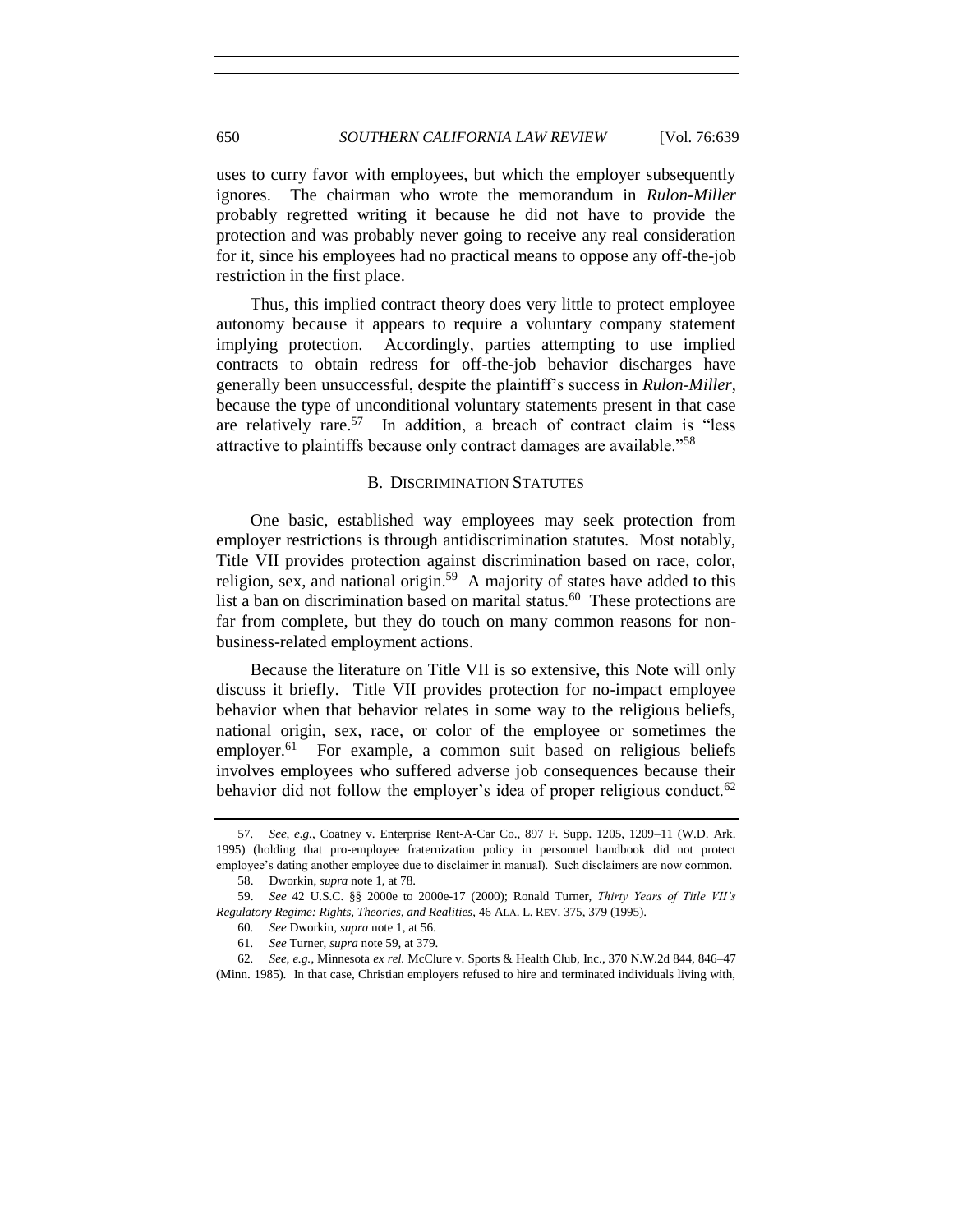uses to curry favor with employees, but which the employer subsequently ignores. The chairman who wrote the memorandum in *Rulon-Miller* probably regretted writing it because he did not have to provide the protection and was probably never going to receive any real consideration for it, since his employees had no practical means to oppose any off-the-job restriction in the first place.

Thus, this implied contract theory does very little to protect employee autonomy because it appears to require a voluntary company statement implying protection. Accordingly, parties attempting to use implied contracts to obtain redress for off-the-job behavior discharges have generally been unsuccessful, despite the plaintiff's success in *Rulon-Miller*, because the type of unconditional voluntary statements present in that case are relatively rare.[57] In addition, a breach of contract claim is "less attractive to plaintiffs because only contract damages are available."[58]

### B. DISCRIMINATION STATUTES

One basic, established way employees may seek protection from employer restrictions is through antidiscrimination statutes. Most notably, Title VII provides protection against discrimination based on race, color, religion, sex, and national origin.[59] A majority of states have added to this list a ban on discrimination based on marital status.[60] These protections are far from complete, but they do touch on many common reasons for non-business-related employment actions.

Because the literature on Title VII is so extensive, this Note will only discuss it briefly. Title VII provides protection for no-impact employee behavior when that behavior relates in some way to the religious beliefs, national origin, sex, race, or color of the employee or sometimes the employer.[61] For example, a common suit based on religious beliefs involves employees who suffered adverse job consequences because their behavior did not follow the employer's idea of proper religious conduct.[62]

---

57. *See, e.g.*, Coatney v. Enterprise Rent-A-Car Co., 897 F. Supp. 1205, 1209–11 (W.D. Ark. 1995) (holding that pro-employee fraternization policy in personnel handbook did not protect employee's dating another employee due to disclaimer in manual). Such disclaimers are now common.

58. Dworkin, *supra* note 1, at 78.

59. *See* 42 U.S.C. §§ 2000e to 2000e-17 (2000); Ronald Turner, *Thirty Years of Title VII's Regulatory Regime: Rights, Theories, and Realities*, 46 ALA. L. REV. 375, 379 (1995).

60. *See* Dworkin, *supra* note 1, at 56.

61. *See* Turner, *supra* note 59, at 379.

62. *See, e.g.*, Minnesota *ex rel.* McClure v. Sports & Health Club, Inc., 370 N.W.2d 844, 846–47 (Minn. 1985). In that case, Christian employers refused to hire and terminated individuals living with,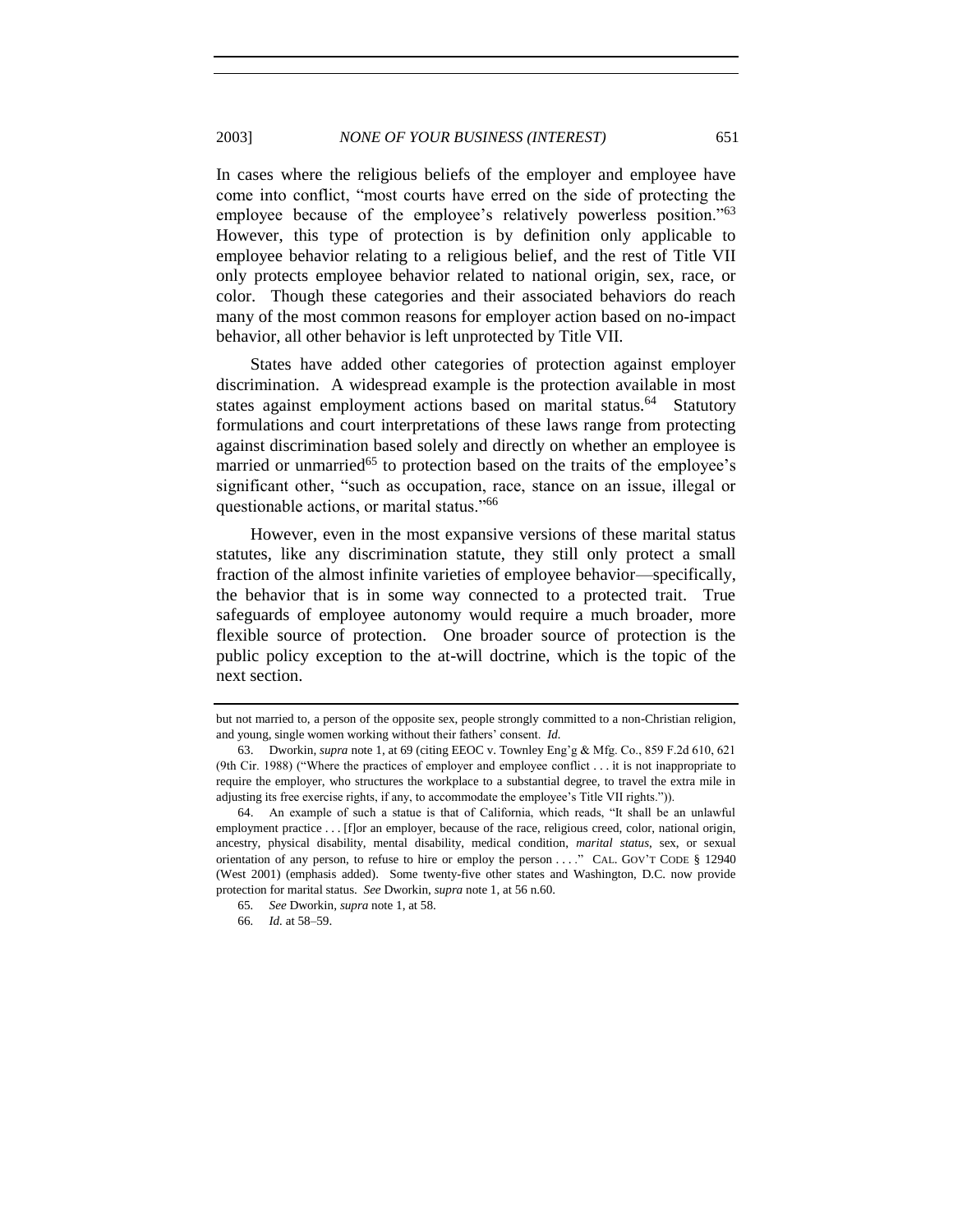In cases where the religious beliefs of the employer and employee have come into conflict, "most courts have erred on the side of protecting the employee because of the employee's relatively powerless position."[63] However, this type of protection is by definition only applicable to employee behavior relating to a religious belief, and the rest of Title VII only protects employee behavior related to national origin, sex, race, or color. Though these categories and their associated behaviors do reach many of the most common reasons for employer action based on no-impact behavior, all other behavior is left unprotected by Title VII.

States have added other categories of protection against employer discrimination. A widespread example is the protection available in most states against employment actions based on marital status.[64] Statutory formulations and court interpretations of these laws range from protecting against discrimination based solely and directly on whether an employee is married or unmarried[65] to protection based on the traits of the employee's significant other, "such as occupation, race, stance on an issue, illegal or questionable actions, or marital status."[66]

However, even in the most expansive versions of these marital status statutes, like any discrimination statute, they still only protect a small fraction of the almost infinite varieties of employee behavior—specifically, the behavior that is in some way connected to a protected trait. True safeguards of employee autonomy would require a much broader, more flexible source of protection. One broader source of protection is the public policy exception to the at-will doctrine, which is the topic of the next section.

---

but not married to, a person of the opposite sex, people strongly committed to a non-Christian religion, and young, single women working without their fathers' consent. *Id.*

63. Dworkin, *supra* note 1, at 69 (citing EEOC v. Townley Eng'g & Mfg. Co., 859 F.2d 610, 621 (9th Cir. 1988) ("Where the practices of employer and employee conflict . . . it is not inappropriate to require the employer, who structures the workplace to a substantial degree, to travel the extra mile in adjusting its free exercise rights, if any, to accommodate the employee's Title VII rights.")).

64. An example of such a statue is that of California, which reads, "It shall be an unlawful employment practice . . . [f]or an employer, because of the race, religious creed, color, national origin, ancestry, physical disability, mental disability, medical condition, *marital status*, sex, or sexual orientation of any person, to refuse to hire or employ the person . . . ." CAL. GOV'T CODE § 12940 (West 2001) (emphasis added). Some twenty-five other states and Washington, D.C. now provide protection for marital status. *See* Dworkin, *supra* note 1, at 56 n.60.

65. *See* Dworkin, *supra* note 1, at 58.

66. *Id.* at 58–59.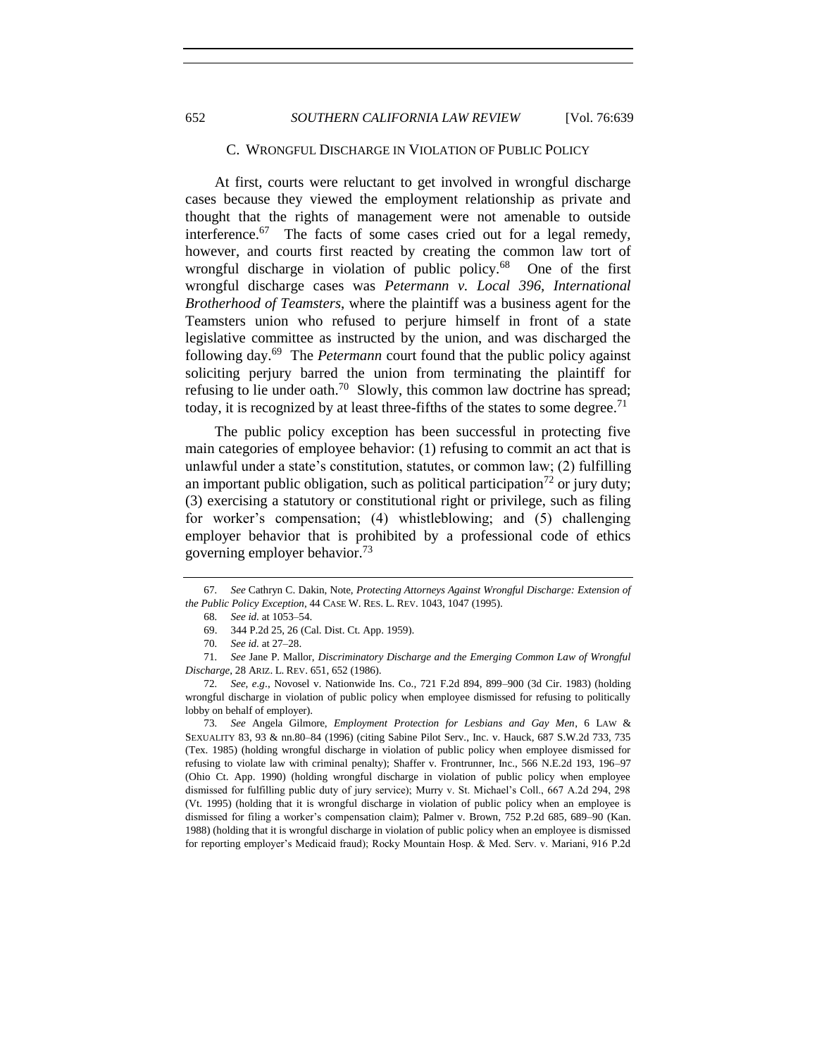### C. WRONGFUL DISCHARGE IN VIOLATION OF PUBLIC POLICY

At first, courts were reluctant to get involved in wrongful discharge cases because they viewed the employment relationship as private and thought that the rights of management were not amenable to outside interference.[67] The facts of some cases cried out for a legal remedy, however, and courts first reacted by creating the common law tort of wrongful discharge in violation of public policy.[68] One of the first wrongful discharge cases was *Petermann v. Local 396, International Brotherhood of Teamsters*, where the plaintiff was a business agent for the Teamsters union who refused to perjure himself in front of a state legislative committee as instructed by the union, and was discharged the following day.[69] The *Petermann* court found that the public policy against soliciting perjury barred the union from terminating the plaintiff for refusing to lie under oath.[70] Slowly, this common law doctrine has spread; today, it is recognized by at least three-fifths of the states to some degree.[71]

The public policy exception has been successful in protecting five main categories of employee behavior: (1) refusing to commit an act that is unlawful under a state's constitution, statutes, or common law; (2) fulfilling an important public obligation, such as political participation[72] or jury duty; (3) exercising a statutory or constitutional right or privilege, such as filing for worker's compensation; (4) whistleblowing; and (5) challenging employer behavior that is prohibited by a professional code of ethics governing employer behavior.[73]

---

67. *See* Cathryn C. Dakin, Note, *Protecting Attorneys Against Wrongful Discharge: Extension of the Public Policy Exception*, 44 CASE W. RES. L. REV. 1043, 1047 (1995).

68. *See id.* at 1053–54.

69. 344 P.2d 25, 26 (Cal. Dist. Ct. App. 1959).

70. *See id.* at 27–28.

71. *See* Jane P. Mallor, *Discriminatory Discharge and the Emerging Common Law of Wrongful Discharge*, 28 ARIZ. L. REV. 651, 652 (1986).

72. *See, e.g.*, Novosel v. Nationwide Ins. Co., 721 F.2d 894, 899–900 (3d Cir. 1983) (holding wrongful discharge in violation of public policy when employee dismissed for refusing to politically lobby on behalf of employer).

73. *See* Angela Gilmore, *Employment Protection for Lesbians and Gay Men*, 6 LAW & SEXUALITY 83, 93 & nn.80–84 (1996) (citing Sabine Pilot Serv., Inc. v. Hauck, 687 S.W.2d 733, 735 (Tex. 1985) (holding wrongful discharge in violation of public policy when employee dismissed for refusing to violate law with criminal penalty); Shaffer v. Frontrunner, Inc., 566 N.E.2d 193, 196–97 (Ohio Ct. App. 1990) (holding wrongful discharge in violation of public policy when employee dismissed for fulfilling public duty of jury service); Murry v. St. Michael's Coll., 667 A.2d 294, 298 (Vt. 1995) (holding that it is wrongful discharge in violation of public policy when an employee is dismissed for filing a worker's compensation claim); Palmer v. Brown, 752 P.2d 685, 689–90 (Kan. 1988) (holding that it is wrongful discharge in violation of public policy when an employee is dismissed for reporting employer's Medicaid fraud); Rocky Mountain Hosp. & Med. Serv. v. Mariani, 916 P.2d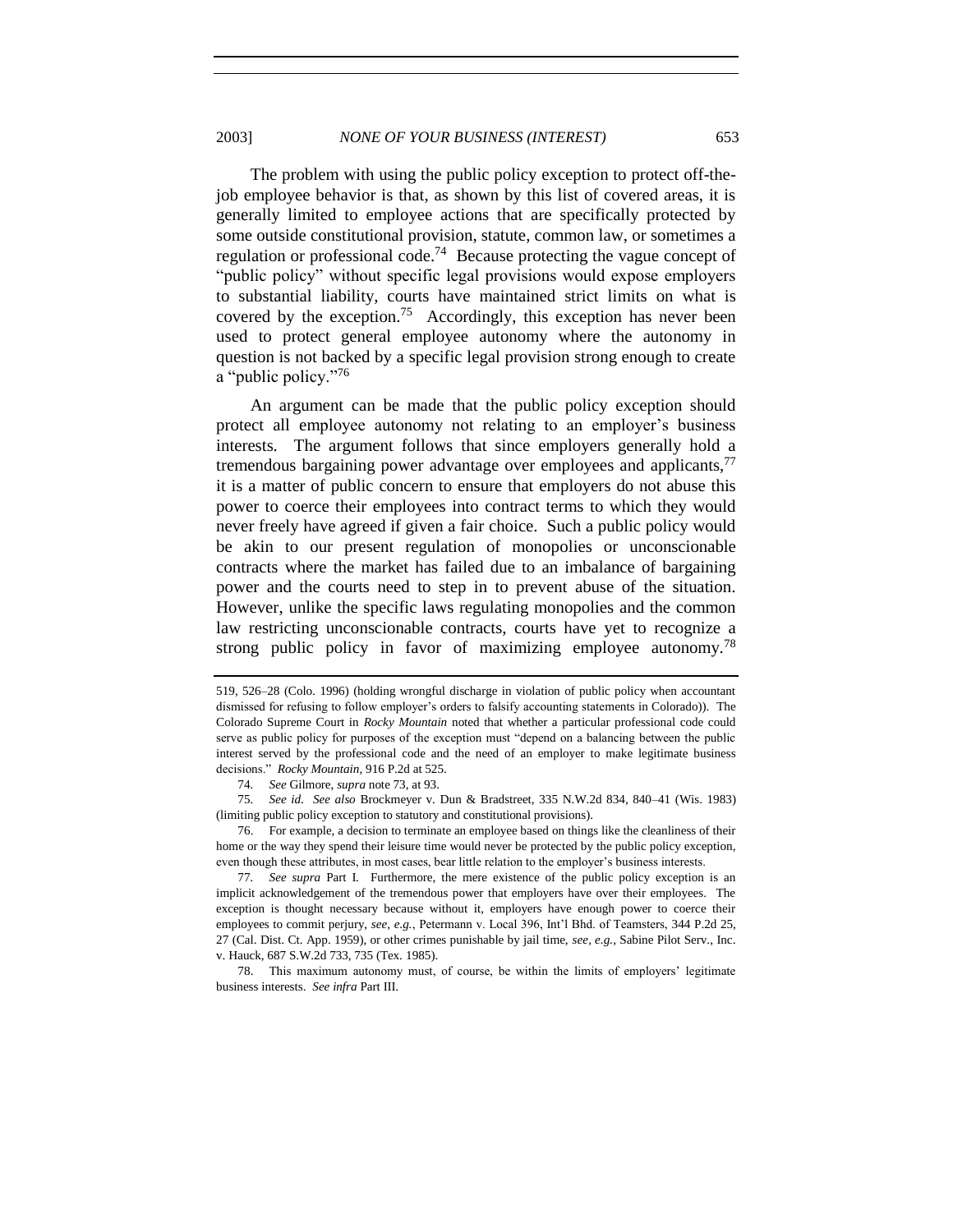The problem with using the public policy exception to protect off-the-job employee behavior is that, as shown by this list of covered areas, it is generally limited to employee actions that are specifically protected by some outside constitutional provision, statute, common law, or sometimes a regulation or professional code.[74] Because protecting the vague concept of "public policy" without specific legal provisions would expose employers to substantial liability, courts have maintained strict limits on what is covered by the exception.[75] Accordingly, this exception has never been used to protect general employee autonomy where the autonomy in question is not backed by a specific legal provision strong enough to create a "public policy."[76]

An argument can be made that the public policy exception should protect all employee autonomy not relating to an employer's business interests. The argument follows that since employers generally hold a tremendous bargaining power advantage over employees and applicants,[77] it is a matter of public concern to ensure that employers do not abuse this power to coerce their employees into contract terms to which they would never freely have agreed if given a fair choice. Such a public policy would be akin to our present regulation of monopolies or unconscionable contracts where the market has failed due to an imbalance of bargaining power and the courts need to step in to prevent abuse of the situation. However, unlike the specific laws regulating monopolies and the common law restricting unconscionable contracts, courts have yet to recognize a strong public policy in favor of maximizing employee autonomy.[78]

---

519, 526–28 (Colo. 1996) (holding wrongful discharge in violation of public policy when accountant dismissed for refusing to follow employer's orders to falsify accounting statements in Colorado)). The Colorado Supreme Court in *Rocky Mountain* noted that whether a particular professional code could serve as public policy for purposes of the exception must "depend on a balancing between the public interest served by the professional code and the need of an employer to make legitimate business decisions." *Rocky Mountain*, 916 P.2d at 525.

74. *See* Gilmore, *supra* note 73, at 93.

75. *See id. See also* Brockmeyer v. Dun & Bradstreet, 335 N.W.2d 834, 840–41 (Wis. 1983) (limiting public policy exception to statutory and constitutional provisions).

76. For example, a decision to terminate an employee based on things like the cleanliness of their home or the way they spend their leisure time would never be protected by the public policy exception, even though these attributes, in most cases, bear little relation to the employer's business interests.

77. *See supra* Part I. Furthermore, the mere existence of the public policy exception is an implicit acknowledgement of the tremendous power that employers have over their employees. The exception is thought necessary because without it, employers have enough power to coerce their employees to commit perjury, *see, e.g.*, Petermann v. Local 396, Int'l Bhd. of Teamsters, 344 P.2d 25, 27 (Cal. Dist. Ct. App. 1959), or other crimes punishable by jail time, *see, e.g.*, Sabine Pilot Serv., Inc. v. Hauck, 687 S.W.2d 733, 735 (Tex. 1985).

78. This maximum autonomy must, of course, be within the limits of employers' legitimate business interests. *See infra* Part III.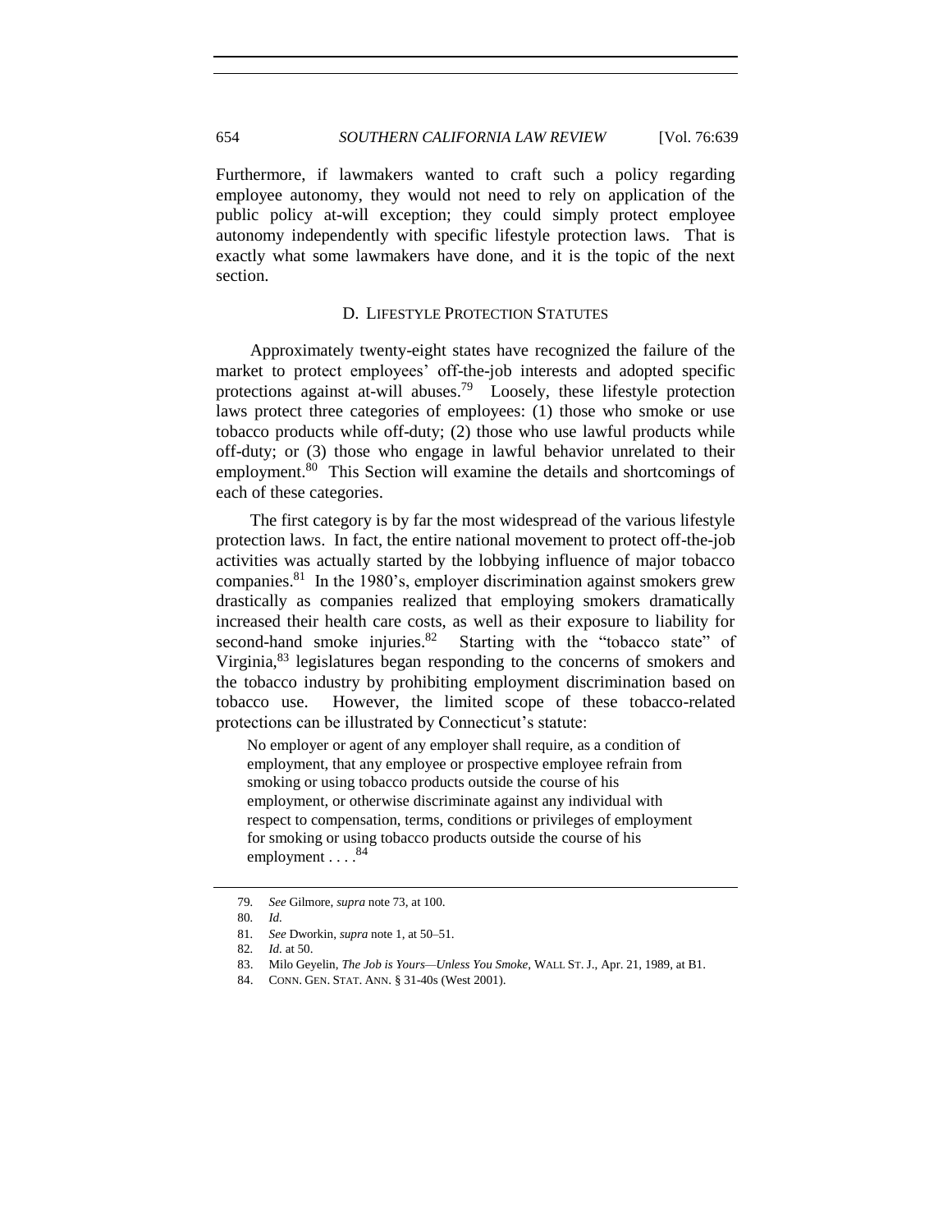Furthermore, if lawmakers wanted to craft such a policy regarding employee autonomy, they would not need to rely on application of the public policy at-will exception; they could simply protect employee autonomy independently with specific lifestyle protection laws. That is exactly what some lawmakers have done, and it is the topic of the next section.

### D. LIFESTYLE PROTECTION STATUTES

Approximately twenty-eight states have recognized the failure of the market to protect employees' off-the-job interests and adopted specific protections against at-will abuses.[79] Loosely, these lifestyle protection laws protect three categories of employees: (1) those who smoke or use tobacco products while off-duty; (2) those who use lawful products while off-duty; or (3) those who engage in lawful behavior unrelated to their employment.[80] This Section will examine the details and shortcomings of each of these categories.

The first category is by far the most widespread of the various lifestyle protection laws. In fact, the entire national movement to protect off-the-job activities was actually started by the lobbying influence of major tobacco companies.[81] In the 1980's, employer discrimination against smokers grew drastically as companies realized that employing smokers dramatically increased their health care costs, as well as their exposure to liability for second-hand smoke injuries.[82] Starting with the "tobacco state" of Virginia,[83] legislatures began responding to the concerns of smokers and the tobacco industry by prohibiting employment discrimination based on tobacco use. However, the limited scope of these tobacco-related protections can be illustrated by Connecticut's statute:

> No employer or agent of any employer shall require, as a condition of employment, that any employee or prospective employee refrain from smoking or using tobacco products outside the course of his employment, or otherwise discriminate against any individual with respect to compensation, terms, conditions or privileges of employment for smoking or using tobacco products outside the course of his employment . . . .[84]

---

79. *See* Gilmore, *supra* note 73, at 100.

80. *Id.*

81. *See* Dworkin, *supra* note 1, at 50–51.

82. *Id.* at 50.

83. Milo Geyelin, *The Job is Yours—Unless You Smoke*, WALL ST. J., Apr. 21, 1989, at B1.

84. CONN. GEN. STAT. ANN. § 31-40s (West 2001).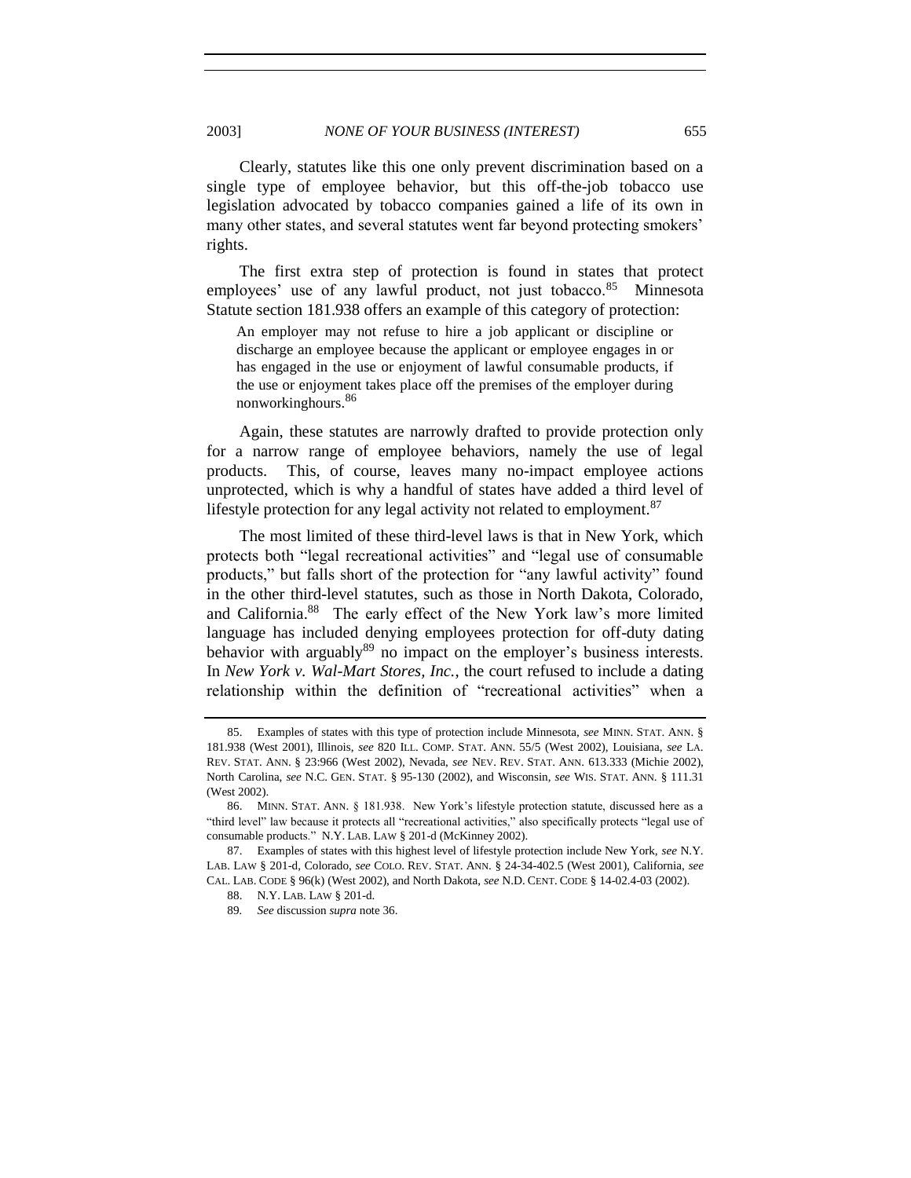Clearly, statutes like this one only prevent discrimination based on a single type of employee behavior, but this off-the-job tobacco use legislation advocated by tobacco companies gained a life of its own in many other states, and several statutes went far beyond protecting smokers' rights.

The first extra step of protection is found in states that protect employees' use of any lawful product, not just tobacco.[85] Minnesota Statute section 181.938 offers an example of this category of protection:

> An employer may not refuse to hire a job applicant or discipline or discharge an employee because the applicant or employee engages in or has engaged in the use or enjoyment of lawful consumable products, if the use or enjoyment takes place off the premises of the employer during nonworkinghours.[86]

Again, these statutes are narrowly drafted to provide protection only for a narrow range of employee behaviors, namely the use of legal products. This, of course, leaves many no-impact employee actions unprotected, which is why a handful of states have added a third level of lifestyle protection for any legal activity not related to employment.[87]

The most limited of these third-level laws is that in New York, which protects both "legal recreational activities" and "legal use of consumable products," but falls short of the protection for "any lawful activity" found in the other third-level statutes, such as those in North Dakota, Colorado, and California.[88] The early effect of the New York law's more limited language has included denying employees protection for off-duty dating behavior with arguably[89] no impact on the employer's business interests. In *New York v. Wal-Mart Stores, Inc.*, the court refused to include a dating relationship within the definition of "recreational activities" when a

---

85. Examples of states with this type of protection include Minnesota, *see* MINN. STAT. ANN. § 181.938 (West 2001), Illinois, *see* 820 ILL. COMP. STAT. ANN. 55/5 (West 2002), Louisiana, *see* LA. REV. STAT. ANN. § 23:966 (West 2002), Nevada, *see* NEV. REV. STAT. ANN. 613.333 (Michie 2002), North Carolina, *see* N.C. GEN. STAT. § 95-130 (2002), and Wisconsin, *see* WIS. STAT. ANN. § 111.31 (West 2002).

86. MINN. STAT. ANN. § 181.938. New York's lifestyle protection statute, discussed here as a "third level" law because it protects all "recreational activities," also specifically protects "legal use of consumable products." N.Y. LAB. LAW § 201-d (McKinney 2002).

87. Examples of states with this highest level of lifestyle protection include New York, *see* N.Y. LAB. LAW § 201-d, Colorado, *see* COLO. REV. STAT. ANN. § 24-34-402.5 (West 2001), California, *see* CAL. LAB. CODE § 96(k) (West 2002), and North Dakota, *see* N.D. CENT. CODE § 14-02.4-03 (2002).

88. N.Y. LAB. LAW § 201-d.

89. *See* discussion *supra* note 36.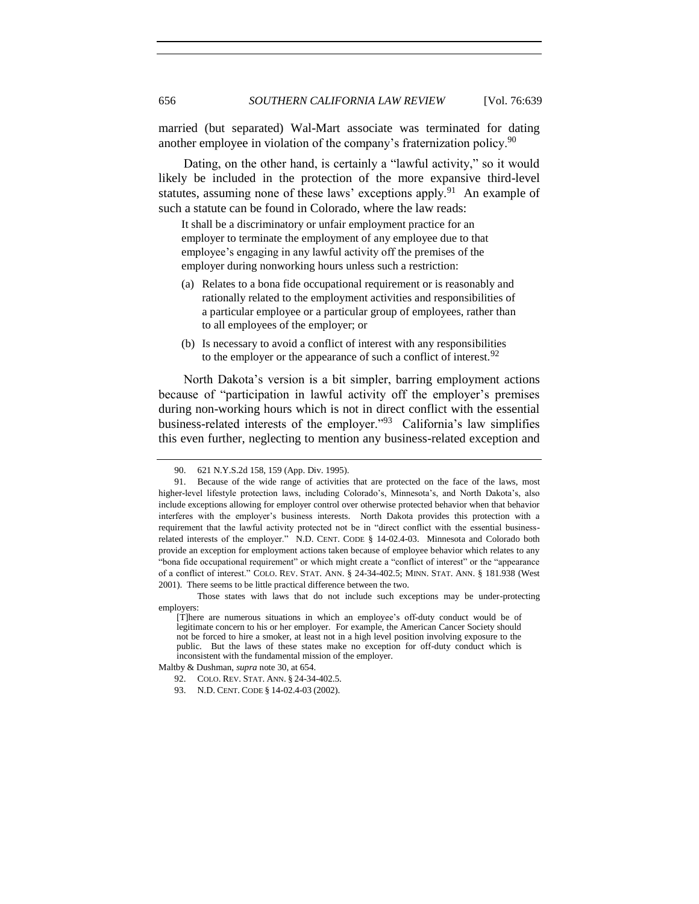married (but separated) Wal-Mart associate was terminated for dating another employee in violation of the company's fraternization policy.[90]

Dating, on the other hand, is certainly a "lawful activity," so it would likely be included in the protection of the more expansive third-level statutes, assuming none of these laws' exceptions apply.[91] An example of such a statute can be found in Colorado, where the law reads:

> It shall be a discriminatory or unfair employment practice for an employer to terminate the employment of any employee due to that employee's engaging in any lawful activity off the premises of the employer during nonworking hours unless such a restriction:
>
> (a) Relates to a bona fide occupational requirement or is reasonably and rationally related to the employment activities and responsibilities of a particular employee or a particular group of employees, rather than to all employees of the employer; or
>
> (b) Is necessary to avoid a conflict of interest with any responsibilities to the employer or the appearance of such a conflict of interest.[92]

North Dakota's version is a bit simpler, barring employment actions because of "participation in lawful activity off the employer's premises during non-working hours which is not in direct conflict with the essential business-related interests of the employer."[93] California's law simplifies this even further, neglecting to mention any business-related exception and

---

90. 621 N.Y.S.2d 158, 159 (App. Div. 1995).

91. Because of the wide range of activities that are protected on the face of the laws, most higher-level lifestyle protection laws, including Colorado's, Minnesota's, and North Dakota's, also include exceptions allowing for employer control over otherwise protected behavior when that behavior interferes with the employer's business interests. North Dakota provides this protection with a requirement that the lawful activity protected not be in "direct conflict with the essential business-related interests of the employer." N.D. CENT. CODE § 14-02.4-03. Minnesota and Colorado both provide an exception for employment actions taken because of employee behavior which relates to any "bona fide occupational requirement" or which might create a "conflict of interest" or the "appearance of a conflict of interest." COLO. REV. STAT. ANN. § 24-34-402.5; MINN. STAT. ANN. § 181.938 (West 2001). There seems to be little practical difference between the two.

Those states with laws that do not include such exceptions may be under-protecting employers:

> [T]here are numerous situations in which an employee's off-duty conduct would be of legitimate concern to his or her employer. For example, the American Cancer Society should not be forced to hire a smoker, at least not in a high level position involving exposure to the public. But the laws of these states make no exception for off-duty conduct which is inconsistent with the fundamental mission of the employer.

Maltby & Dushman, *supra* note 30, at 654.

92. COLO. REV. STAT. ANN. § 24-34-402.5.

93. N.D. CENT. CODE § 14-02.4-03 (2002).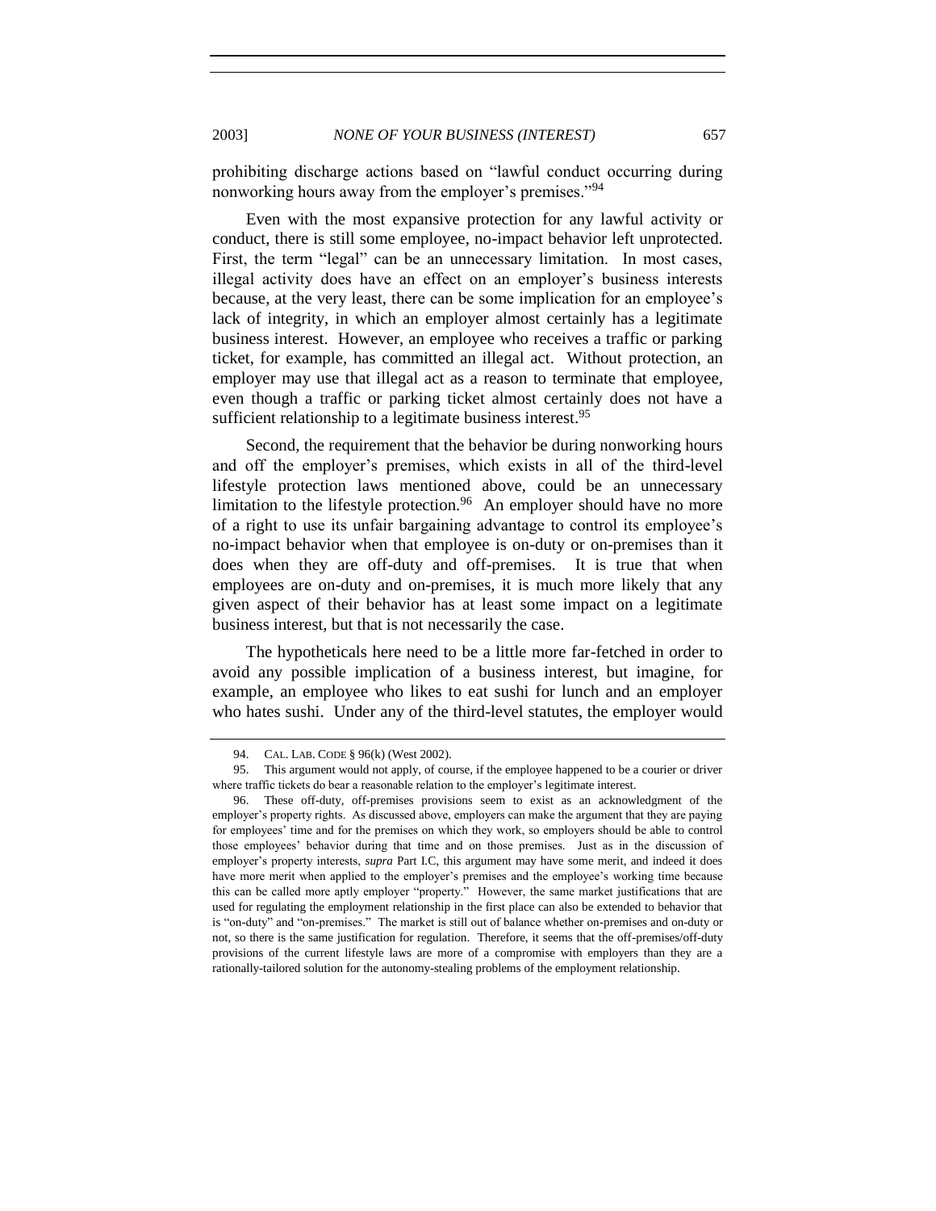prohibiting discharge actions based on "lawful conduct occurring during nonworking hours away from the employer's premises."[94]

Even with the most expansive protection for any lawful activity or conduct, there is still some employee, no-impact behavior left unprotected. First, the term "legal" can be an unnecessary limitation. In most cases, illegal activity does have an effect on an employer's business interests because, at the very least, there can be some implication for an employee's lack of integrity, in which an employer almost certainly has a legitimate business interest. However, an employee who receives a traffic or parking ticket, for example, has committed an illegal act. Without protection, an employer may use that illegal act as a reason to terminate that employee, even though a traffic or parking ticket almost certainly does not have a sufficient relationship to a legitimate business interest.[95]

Second, the requirement that the behavior be during nonworking hours and off the employer's premises, which exists in all of the third-level lifestyle protection laws mentioned above, could be an unnecessary limitation to the lifestyle protection.[96] An employer should have no more of a right to use its unfair bargaining advantage to control its employee's no-impact behavior when that employee is on-duty or on-premises than it does when they are off-duty and off-premises. It is true that when employees are on-duty and on-premises, it is much more likely that any given aspect of their behavior has at least some impact on a legitimate business interest, but that is not necessarily the case.

The hypotheticals here need to be a little more far-fetched in order to avoid any possible implication of a business interest, but imagine, for example, an employee who likes to eat sushi for lunch and an employer who hates sushi. Under any of the third-level statutes, the employer would

---

94. CAL. LAB. CODE § 96(k) (West 2002).

95. This argument would not apply, of course, if the employee happened to be a courier or driver where traffic tickets do bear a reasonable relation to the employer's legitimate interest.

96. These off-duty, off-premises provisions seem to exist as an acknowledgment of the employer's property rights. As discussed above, employers can make the argument that they are paying for employees' time and for the premises on which they work, so employers should be able to control those employees' behavior during that time and on those premises. Just as in the discussion of employer's property interests, *supra* Part I.C, this argument may have some merit, and indeed it does have more merit when applied to the employer's premises and the employee's working time because this can be called more aptly employer "property." However, the same market justifications that are used for regulating the employment relationship in the first place can also be extended to behavior that is "on-duty" and "on-premises." The market is still out of balance whether on-premises and on-duty or not, so there is the same justification for regulation. Therefore, it seems that the off-premises/off-duty provisions of the current lifestyle laws are more of a compromise with employers than they are a rationally-tailored solution for the autonomy-stealing problems of the employment relationship.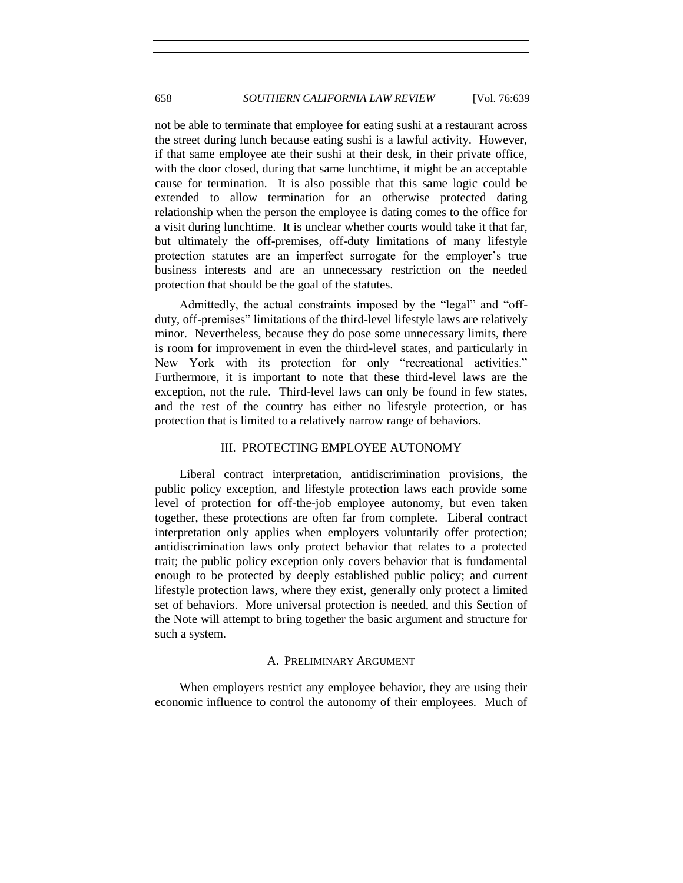not be able to terminate that employee for eating sushi at a restaurant across the street during lunch because eating sushi is a lawful activity. However, if that same employee ate their sushi at their desk, in their private office, with the door closed, during that same lunchtime, it might be an acceptable cause for termination. It is also possible that this same logic could be extended to allow termination for an otherwise protected dating relationship when the person the employee is dating comes to the office for a visit during lunchtime. It is unclear whether courts would take it that far, but ultimately the off-premises, off-duty limitations of many lifestyle protection statutes are an imperfect surrogate for the employer's true business interests and are an unnecessary restriction on the needed protection that should be the goal of the statutes.

Admittedly, the actual constraints imposed by the "legal" and "off-duty, off-premises" limitations of the third-level lifestyle laws are relatively minor. Nevertheless, because they do pose some unnecessary limits, there is room for improvement in even the third-level states, and particularly in New York with its protection for only "recreational activities." Furthermore, it is important to note that these third-level laws are the exception, not the rule. Third-level laws can only be found in few states, and the rest of the country has either no lifestyle protection, or has protection that is limited to a relatively narrow range of behaviors.

## III. PROTECTING EMPLOYEE AUTONOMY

Liberal contract interpretation, antidiscrimination provisions, the public policy exception, and lifestyle protection laws each provide some level of protection for off-the-job employee autonomy, but even taken together, these protections are often far from complete. Liberal contract interpretation only applies when employers voluntarily offer protection; antidiscrimination laws only protect behavior that relates to a protected trait; the public policy exception only covers behavior that is fundamental enough to be protected by deeply established public policy; and current lifestyle protection laws, where they exist, generally only protect a limited set of behaviors. More universal protection is needed, and this Section of the Note will attempt to bring together the basic argument and structure for such a system.

### A. PRELIMINARY ARGUMENT

When employers restrict any employee behavior, they are using their economic influence to control the autonomy of their employees. Much of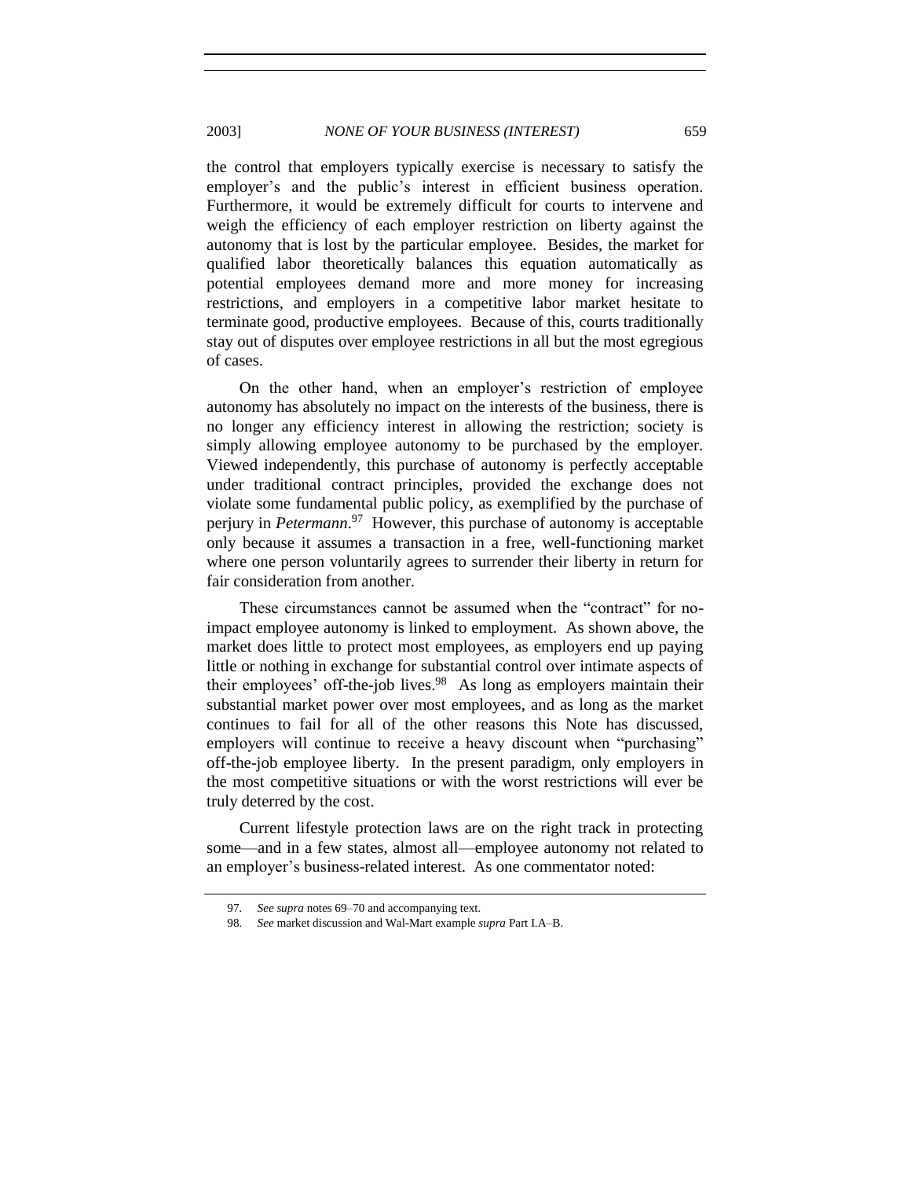the control that employers typically exercise is necessary to satisfy the employer's and the public's interest in efficient business operation. Furthermore, it would be extremely difficult for courts to intervene and weigh the efficiency of each employer restriction on liberty against the autonomy that is lost by the particular employee. Besides, the market for qualified labor theoretically balances this equation automatically as potential employees demand more and more money for increasing restrictions, and employers in a competitive labor market hesitate to terminate good, productive employees. Because of this, courts traditionally stay out of disputes over employee restrictions in all but the most egregious of cases.

On the other hand, when an employer's restriction of employee autonomy has absolutely no impact on the interests of the business, there is no longer any efficiency interest in allowing the restriction; society is simply allowing employee autonomy to be purchased by the employer. Viewed independently, this purchase of autonomy is perfectly acceptable under traditional contract principles, provided the exchange does not violate some fundamental public policy, as exemplified by the purchase of perjury in *Petermann*.[97] However, this purchase of autonomy is acceptable only because it assumes a transaction in a free, well-functioning market where one person voluntarily agrees to surrender their liberty in return for fair consideration from another.

These circumstances cannot be assumed when the "contract" for no-impact employee autonomy is linked to employment. As shown above, the market does little to protect most employees, as employers end up paying little or nothing in exchange for substantial control over intimate aspects of their employees' off-the-job lives.[98] As long as employers maintain their substantial market power over most employees, and as long as the market continues to fail for all of the other reasons this Note has discussed, employers will continue to receive a heavy discount when "purchasing" off-the-job employee liberty. In the present paradigm, only employers in the most competitive situations or with the worst restrictions will ever be truly deterred by the cost.

Current lifestyle protection laws are on the right track in protecting some—and in a few states, almost all—employee autonomy not related to an employer's business-related interest. As one commentator noted:

---

97. *See supra* notes 69–70 and accompanying text.

98. *See* market discussion and Wal-Mart example *supra* Part I.A–B.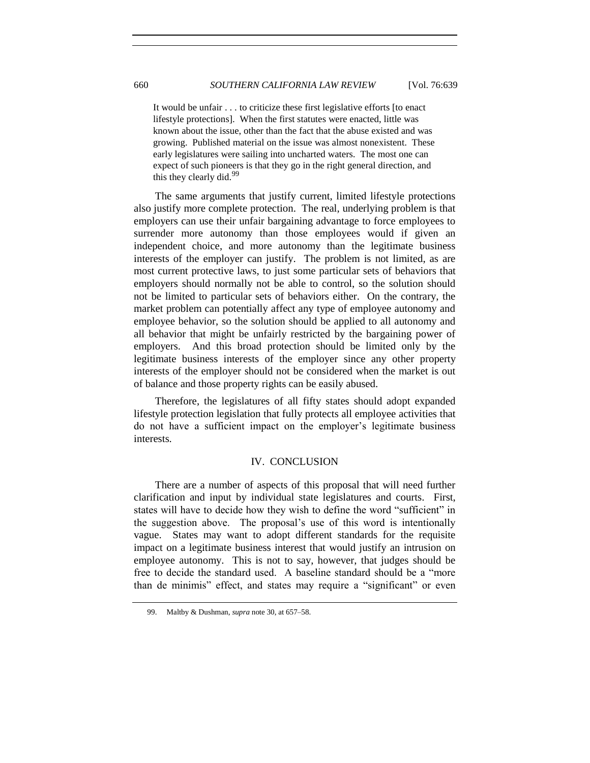> It would be unfair . . . to criticize these first legislative efforts [to enact lifestyle protections]. When the first statutes were enacted, little was known about the issue, other than the fact that the abuse existed and was growing. Published material on the issue was almost nonexistent. These early legislatures were sailing into uncharted waters. The most one can expect of such pioneers is that they go in the right general direction, and this they clearly did.[99]

The same arguments that justify current, limited lifestyle protections also justify more complete protection. The real, underlying problem is that employers can use their unfair bargaining advantage to force employees to surrender more autonomy than those employees would if given an independent choice, and more autonomy than the legitimate business interests of the employer can justify. The problem is not limited, as are most current protective laws, to just some particular sets of behaviors that employers should normally not be able to control, so the solution should not be limited to particular sets of behaviors either. On the contrary, the market problem can potentially affect any type of employee autonomy and employee behavior, so the solution should be applied to all autonomy and all behavior that might be unfairly restricted by the bargaining power of employers. And this broad protection should be limited only by the legitimate business interests of the employer since any other property interests of the employer should not be considered when the market is out of balance and those property rights can be easily abused.

Therefore, the legislatures of all fifty states should adopt expanded lifestyle protection legislation that fully protects all employee activities that do not have a sufficient impact on the employer's legitimate business interests.

## IV. CONCLUSION

There are a number of aspects of this proposal that will need further clarification and input by individual state legislatures and courts. First, states will have to decide how they wish to define the word "sufficient" in the suggestion above. The proposal's use of this word is intentionally vague. States may want to adopt different standards for the requisite impact on a legitimate business interest that would justify an intrusion on employee autonomy. This is not to say, however, that judges should be free to decide the standard used. A baseline standard should be a "more than de minimis" effect, and states may require a "significant" or even

---

99. Maltby & Dushman, *supra* note 30, at 657–58.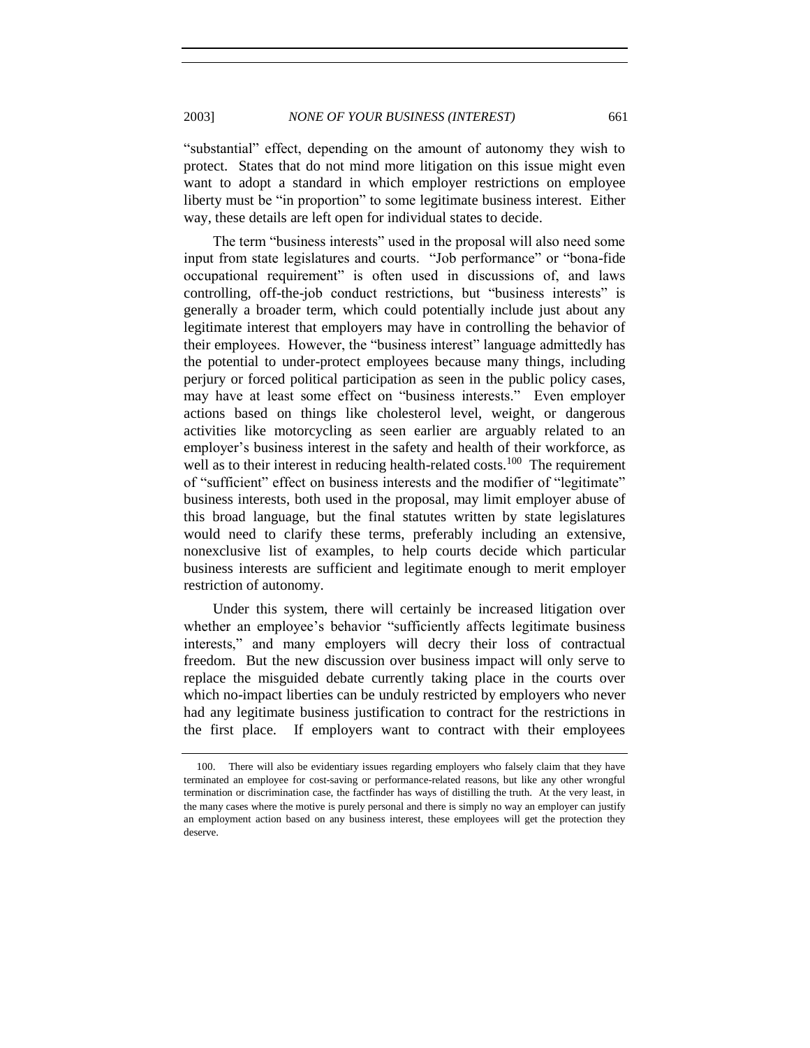"substantial" effect, depending on the amount of autonomy they wish to protect. States that do not mind more litigation on this issue might even want to adopt a standard in which employer restrictions on employee liberty must be "in proportion" to some legitimate business interest. Either way, these details are left open for individual states to decide.

The term "business interests" used in the proposal will also need some input from state legislatures and courts. "Job performance" or "bona-fide occupational requirement" is often used in discussions of, and laws controlling, off-the-job conduct restrictions, but "business interests" is generally a broader term, which could potentially include just about any legitimate interest that employers may have in controlling the behavior of their employees. However, the "business interest" language admittedly has the potential to under-protect employees because many things, including perjury or forced political participation as seen in the public policy cases, may have at least some effect on "business interests." Even employer actions based on things like cholesterol level, weight, or dangerous activities like motorcycling as seen earlier are arguably related to an employer's business interest in the safety and health of their workforce, as well as to their interest in reducing health-related costs.[100] The requirement of "sufficient" effect on business interests and the modifier of "legitimate" business interests, both used in the proposal, may limit employer abuse of this broad language, but the final statutes written by state legislatures would need to clarify these terms, preferably including an extensive, nonexclusive list of examples, to help courts decide which particular business interests are sufficient and legitimate enough to merit employer restriction of autonomy.

Under this system, there will certainly be increased litigation over whether an employee's behavior "sufficiently affects legitimate business interests," and many employers will decry their loss of contractual freedom. But the new discussion over business impact will only serve to replace the misguided debate currently taking place in the courts over which no-impact liberties can be unduly restricted by employers who never had any legitimate business justification to contract for the restrictions in the first place. If employers want to contract with their employees

---

100. There will also be evidentiary issues regarding employers who falsely claim that they have terminated an employee for cost-saving or performance-related reasons, but like any other wrongful termination or discrimination case, the factfinder has ways of distilling the truth. At the very least, in the many cases where the motive is purely personal and there is simply no way an employer can justify an employment action based on any business interest, these employees will get the protection they deserve.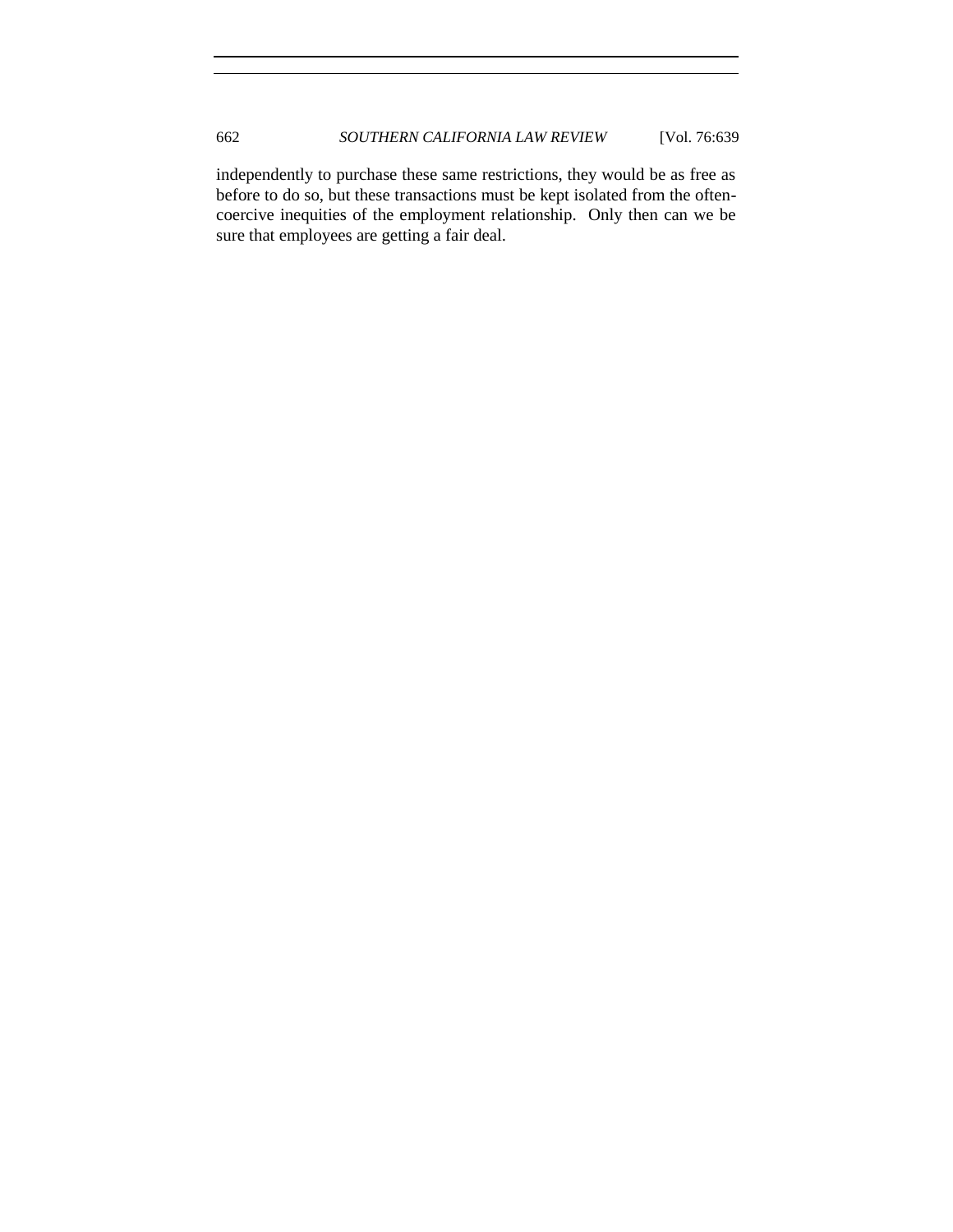independently to purchase these same restrictions, they would be as free as before to do so, but these transactions must be kept isolated from the often-coercive inequities of the employment relationship. Only then can we be sure that employees are getting a fair deal.